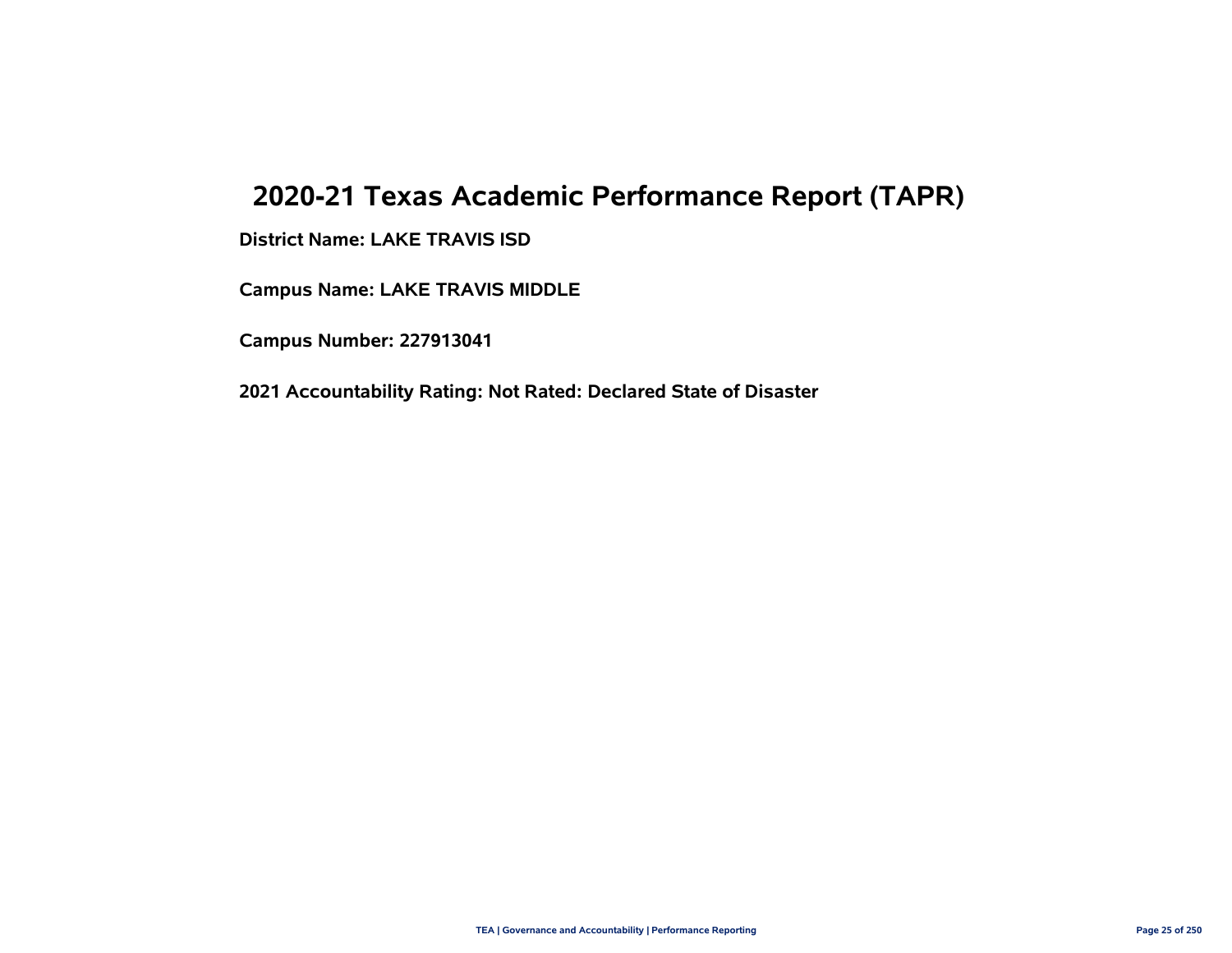# 2020-21 Texas Academic Performance Report (TAPR)

**District Name: LAKE TRAVIS ISD**

**Campus Name: LAKE TRAVIS MIDDLE**

**Campus Number: 227913041**

**2021 Accountability Rating: Not Rated: Declared State of Disaster**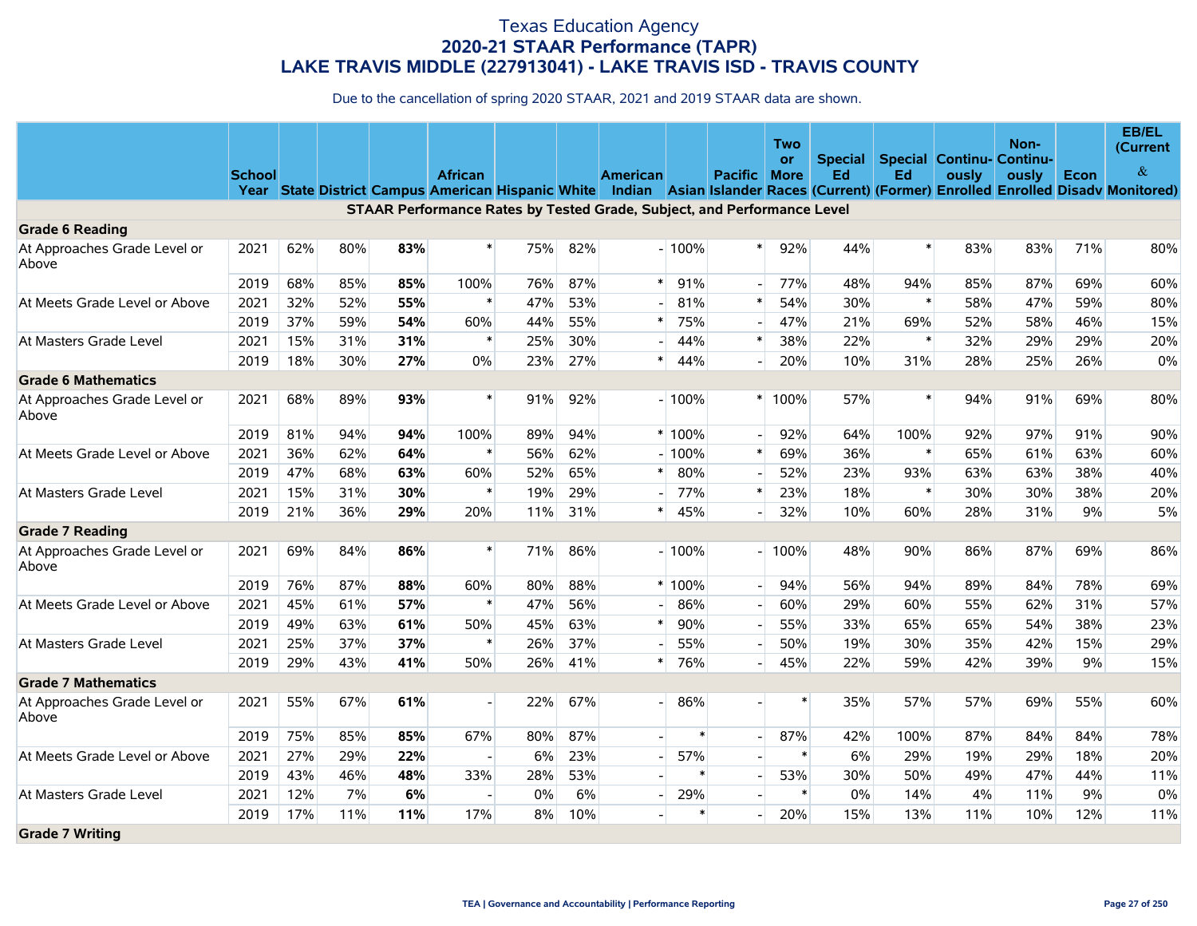# Texas Education Agency
## 2020-21 STAAR Performance (TAPR)
## LAKE TRAVIS MIDDLE (227913041) - LAKE TRAVIS ISD - TRAVIS COUNTY

Due to the cancellation of spring 2020 STAAR, 2021 and 2019 STAAR data are shown.

| | School Year | State | District | Campus | African American | Hispanic | White | American Indian | Asian | Pacific Islander | Two or More Races | Special Ed (Current) | Special Ed (Former) | Continuously Enrolled | Non-Continuously Enrolled | Econ Disadv | EB/EL (Current & Monitored) |
|---|---|---|---|---|---|---|---|---|---|---|---|---|---|---|---|---|---|
| **STAAR Performance Rates by Tested Grade, Subject, and Performance Level** | | | | | | | | | | | | | | | | | |
| **Grade 6 Reading** | | | | | | | | | | | | | | | | | |
| At Approaches Grade Level or Above | 2021 | 62% | 80% | **83%** | * | 75% | 82% | - | 100% | * | 92% | 44% | * | 83% | 83% | 71% | 80% |
| | 2019 | 68% | 85% | **85%** | 100% | 76% | 87% | * | 91% | - | 77% | 48% | 94% | 85% | 87% | 69% | 60% |
| At Meets Grade Level or Above | 2021 | 32% | 52% | **55%** | * | 47% | 53% | - | 81% | * | 54% | 30% | * | 58% | 47% | 59% | 80% |
| | 2019 | 37% | 59% | **54%** | 60% | 44% | 55% | * | 75% | - | 47% | 21% | 69% | 52% | 58% | 46% | 15% |
| At Masters Grade Level | 2021 | 15% | 31% | **31%** | * | 25% | 30% | - | 44% | * | 38% | 22% | * | 32% | 29% | 29% | 20% |
| | 2019 | 18% | 30% | **27%** | 0% | 23% | 27% | * | 44% | - | 20% | 10% | 31% | 28% | 25% | 26% | 0% |
| **Grade 6 Mathematics** | | | | | | | | | | | | | | | | | |
| At Approaches Grade Level or Above | 2021 | 68% | 89% | **93%** | * | 91% | 92% | - | 100% | * | 100% | 57% | * | 94% | 91% | 69% | 80% |
| | 2019 | 81% | 94% | **94%** | 100% | 89% | 94% | * | 100% | - | 92% | 64% | 100% | 92% | 97% | 91% | 90% |
| At Meets Grade Level or Above | 2021 | 36% | 62% | **64%** | * | 56% | 62% | - | 100% | * | 69% | 36% | * | 65% | 61% | 63% | 60% |
| | 2019 | 47% | 68% | **63%** | 60% | 52% | 65% | * | 80% | - | 52% | 23% | 93% | 63% | 63% | 38% | 40% |
| At Masters Grade Level | 2021 | 15% | 31% | **30%** | * | 19% | 29% | - | 77% | * | 23% | 18% | * | 30% | 30% | 38% | 20% |
| | 2019 | 21% | 36% | **29%** | 20% | 11% | 31% | * | 45% | - | 32% | 10% | 60% | 28% | 31% | 9% | 5% |
| **Grade 7 Reading** | | | | | | | | | | | | | | | | | |
| At Approaches Grade Level or Above | 2021 | 69% | 84% | **86%** | * | 71% | 86% | - | 100% | - | 100% | 48% | 90% | 86% | 87% | 69% | 86% |
| | 2019 | 76% | 87% | **88%** | 60% | 80% | 88% | * | 100% | - | 94% | 56% | 94% | 89% | 84% | 78% | 69% |
| At Meets Grade Level or Above | 2021 | 45% | 61% | **57%** | * | 47% | 56% | - | 86% | - | 60% | 29% | 60% | 55% | 62% | 31% | 57% |
| | 2019 | 49% | 63% | **61%** | 50% | 45% | 63% | * | 90% | - | 55% | 33% | 65% | 65% | 54% | 38% | 23% |
| At Masters Grade Level | 2021 | 25% | 37% | **37%** | * | 26% | 37% | - | 55% | - | 50% | 19% | 30% | 35% | 42% | 15% | 29% |
| | 2019 | 29% | 43% | **41%** | 50% | 26% | 41% | * | 76% | - | 45% | 22% | 59% | 42% | 39% | 9% | 15% |
| **Grade 7 Mathematics** | | | | | | | | | | | | | | | | | |
| At Approaches Grade Level or Above | 2021 | 55% | 67% | **61%** | - | 22% | 67% | - | 86% | - | * | 35% | 57% | 57% | 69% | 55% | 60% |
| | 2019 | 75% | 85% | **85%** | 67% | 80% | 87% | - | * | - | 87% | 42% | 100% | 87% | 84% | 84% | 78% |
| At Meets Grade Level or Above | 2021 | 27% | 29% | **22%** | - | 6% | 23% | - | 57% | - | * | 6% | 29% | 19% | 29% | 18% | 20% |
| | 2019 | 43% | 46% | **48%** | 33% | 28% | 53% | - | * | - | 53% | 30% | 50% | 49% | 47% | 44% | 11% |
| At Masters Grade Level | 2021 | 12% | 7% | **6%** | - | 0% | 6% | - | 29% | - | * | 0% | 14% | 4% | 11% | 9% | 0% |
| | 2019 | 17% | 11% | **11%** | 17% | 8% | 10% | - | * | - | 20% | 15% | 13% | 11% | 10% | 12% | 11% |
| **Grade 7 Writing** | | | | | | | | | | | | | | | | | |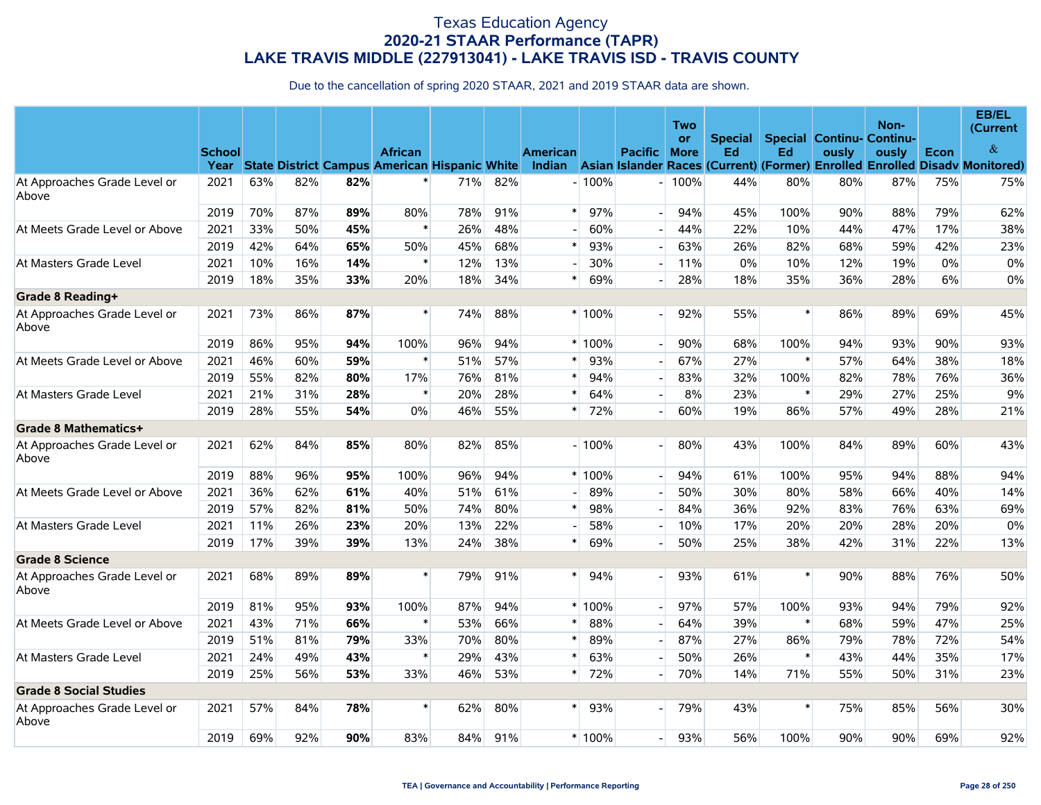# Texas Education Agency
## 2020-21 STAAR Performance (TAPR)
## LAKE TRAVIS MIDDLE (227913041) - LAKE TRAVIS ISD - TRAVIS COUNTY

Due to the cancellation of spring 2020 STAAR, 2021 and 2019 STAAR data are shown.

| | School Year | State | District | Campus | African American | Hispanic | White | American Indian | Asian | Pacific Islander | Two or More Races | Special Ed (Current) | Special Ed (Former) | Continuously Enrolled | Non-Continuously Enrolled | Econ Disadv | EB/EL (Current & Monitored) |
|---|---|---|---|---|---|---|---|---|---|---|---|---|---|---|---|---|---|
| At Approaches Grade Level or Above | 2021 | 63% | 82% | **82%** | * | 71% | 82% | - | 100% | - | 100% | 44% | 80% | 80% | 87% | 75% | 75% |
| | 2019 | 70% | 87% | **89%** | 80% | 78% | 91% | * | 97% | - | 94% | 45% | 100% | 90% | 88% | 79% | 62% |
| At Meets Grade Level or Above | 2021 | 33% | 50% | **45%** | * | 26% | 48% | - | 60% | - | 44% | 22% | 10% | 44% | 47% | 17% | 38% |
| | 2019 | 42% | 64% | **65%** | 50% | 45% | 68% | * | 93% | - | 63% | 26% | 82% | 68% | 59% | 42% | 23% |
| At Masters Grade Level | 2021 | 10% | 16% | **14%** | * | 12% | 13% | - | 30% | - | 11% | 0% | 10% | 12% | 19% | 0% | 0% |
| | 2019 | 18% | 35% | **33%** | 20% | 18% | 34% | * | 69% | - | 28% | 18% | 35% | 36% | 28% | 6% | 0% |
| **Grade 8 Reading+** | | | | | | | | | | | | | | | | | |
| At Approaches Grade Level or Above | 2021 | 73% | 86% | **87%** | * | 74% | 88% | * | 100% | - | 92% | 55% | * | 86% | 89% | 69% | 45% |
| | 2019 | 86% | 95% | **94%** | 100% | 96% | 94% | * | 100% | - | 90% | 68% | 100% | 94% | 93% | 90% | 93% |
| At Meets Grade Level or Above | 2021 | 46% | 60% | **59%** | * | 51% | 57% | * | 93% | - | 67% | 27% | * | 57% | 64% | 38% | 18% |
| | 2019 | 55% | 82% | **80%** | 17% | 76% | 81% | * | 94% | - | 83% | 32% | 100% | 82% | 78% | 76% | 36% |
| At Masters Grade Level | 2021 | 21% | 31% | **28%** | * | 20% | 28% | * | 64% | - | 8% | 23% | * | 29% | 27% | 25% | 9% |
| | 2019 | 28% | 55% | **54%** | 0% | 46% | 55% | * | 72% | - | 60% | 19% | 86% | 57% | 49% | 28% | 21% |
| **Grade 8 Mathematics+** | | | | | | | | | | | | | | | | | |
| At Approaches Grade Level or Above | 2021 | 62% | 84% | **85%** | 80% | 82% | 85% | - | 100% | - | 80% | 43% | 100% | 84% | 89% | 60% | 43% |
| | 2019 | 88% | 96% | **95%** | 100% | 96% | 94% | * | 100% | - | 94% | 61% | 100% | 95% | 94% | 88% | 94% |
| At Meets Grade Level or Above | 2021 | 36% | 62% | **61%** | 40% | 51% | 61% | - | 89% | - | 50% | 30% | 80% | 58% | 66% | 40% | 14% |
| | 2019 | 57% | 82% | **81%** | 50% | 74% | 80% | * | 98% | - | 84% | 36% | 92% | 83% | 76% | 63% | 69% |
| At Masters Grade Level | 2021 | 11% | 26% | **23%** | 20% | 13% | 22% | - | 58% | - | 10% | 17% | 20% | 20% | 28% | 20% | 0% |
| | 2019 | 17% | 39% | **39%** | 13% | 24% | 38% | * | 69% | - | 50% | 25% | 38% | 42% | 31% | 22% | 13% |
| **Grade 8 Science** | | | | | | | | | | | | | | | | | |
| At Approaches Grade Level or Above | 2021 | 68% | 89% | **89%** | * | 79% | 91% | * | 94% | - | 93% | 61% | * | 90% | 88% | 76% | 50% |
| | 2019 | 81% | 95% | **93%** | 100% | 87% | 94% | * | 100% | - | 97% | 57% | 100% | 93% | 94% | 79% | 92% |
| At Meets Grade Level or Above | 2021 | 43% | 71% | **66%** | * | 53% | 66% | * | 88% | - | 64% | 39% | * | 68% | 59% | 47% | 25% |
| | 2019 | 51% | 81% | **79%** | 33% | 70% | 80% | * | 89% | - | 87% | 27% | 86% | 79% | 78% | 72% | 54% |
| At Masters Grade Level | 2021 | 24% | 49% | **43%** | * | 29% | 43% | * | 63% | - | 50% | 26% | * | 43% | 44% | 35% | 17% |
| | 2019 | 25% | 56% | **53%** | 33% | 46% | 53% | * | 72% | - | 70% | 14% | 71% | 55% | 50% | 31% | 23% |
| **Grade 8 Social Studies** | | | | | | | | | | | | | | | | | |
| At Approaches Grade Level or Above | 2021 | 57% | 84% | **78%** | * | 62% | 80% | * | 93% | - | 79% | 43% | * | 75% | 85% | 56% | 30% |
| | 2019 | 69% | 92% | **90%** | 83% | 84% | 91% | * | 100% | - | 93% | 56% | 100% | 90% | 90% | 69% | 92% |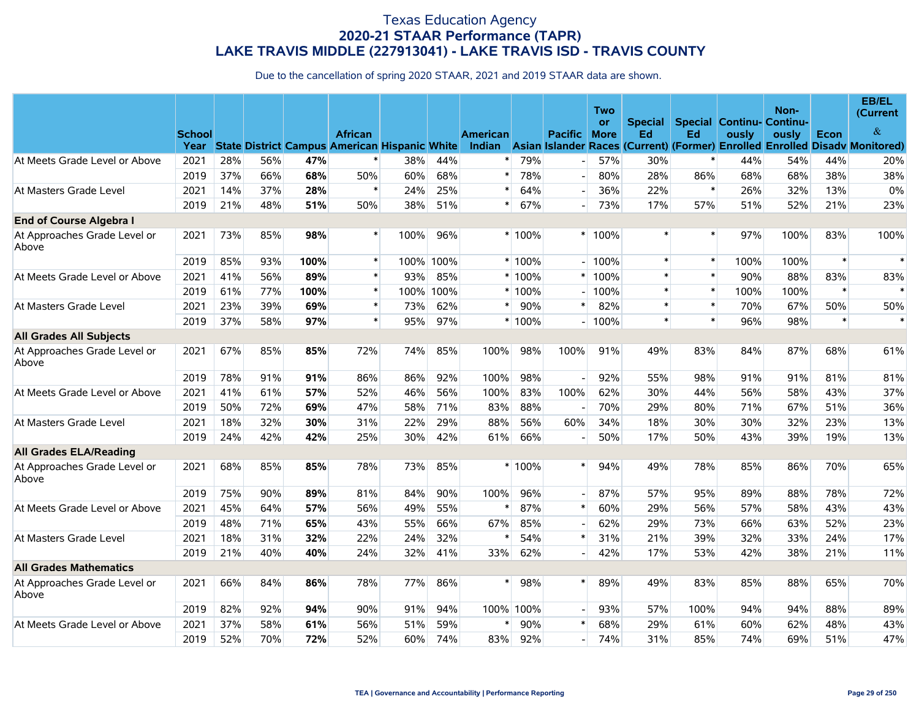# Texas Education Agency
## 2020-21 STAAR Performance (TAPR)
## LAKE TRAVIS MIDDLE (227913041) - LAKE TRAVIS ISD - TRAVIS COUNTY

Due to the cancellation of spring 2020 STAAR, 2021 and 2019 STAAR data are shown.

| | School Year | State | District | Campus | African American | Hispanic | White | American Indian | Asian | Pacific Islander | Two or More Races | Special Ed (Current) | Special Ed (Former) | Continu-ously Enrolled | Non-Continu-ously Enrolled | Econ Disadv | EB/EL (Current & Monitored) |
|---|---|---|---|---|---|---|---|---|---|---|---|---|---|---|---|---|---|
| At Meets Grade Level or Above | 2021 | 28% | 56% | **47%** | * | 38% | 44% | * | 79% | - | 57% | 30% | * | 44% | 54% | 44% | 20% |
| | 2019 | 37% | 66% | **68%** | 50% | 60% | 68% | * | 78% | - | 80% | 28% | 86% | 68% | 68% | 38% | 38% |
| At Masters Grade Level | 2021 | 14% | 37% | **28%** | * | 24% | 25% | * | 64% | - | 36% | 22% | * | 26% | 32% | 13% | 0% |
| | 2019 | 21% | 48% | **51%** | 50% | 38% | 51% | * | 67% | - | 73% | 17% | 57% | 51% | 52% | 21% | 23% |
| **End of Course Algebra I** | | | | | | | | | | | | | | | | | |
| At Approaches Grade Level or Above | 2021 | 73% | 85% | **98%** | * | 100% | 96% | * | 100% | * | 100% | * | * | 97% | 100% | 83% | 100% |
| | 2019 | 85% | 93% | **100%** | * | 100% | 100% | * | 100% | - | 100% | * | * | 100% | 100% | * | * |
| At Meets Grade Level or Above | 2021 | 41% | 56% | **89%** | * | 93% | 85% | * | 100% | * | 100% | * | * | 90% | 88% | 83% | 83% |
| | 2019 | 61% | 77% | **100%** | * | 100% | 100% | * | 100% | - | 100% | * | * | 100% | 100% | * | * |
| At Masters Grade Level | 2021 | 23% | 39% | **69%** | * | 73% | 62% | * | 90% | * | 82% | * | * | 70% | 67% | 50% | 50% |
| | 2019 | 37% | 58% | **97%** | * | 95% | 97% | * | 100% | - | 100% | * | * | 96% | 98% | * | * |
| **All Grades All Subjects** | | | | | | | | | | | | | | | | | |
| At Approaches Grade Level or Above | 2021 | 67% | 85% | **85%** | 72% | 74% | 85% | 100% | 98% | 100% | 91% | 49% | 83% | 84% | 87% | 68% | 61% |
| | 2019 | 78% | 91% | **91%** | 86% | 86% | 92% | 100% | 98% | - | 92% | 55% | 98% | 91% | 91% | 81% | 81% |
| At Meets Grade Level or Above | 2021 | 41% | 61% | **57%** | 52% | 46% | 56% | 100% | 83% | 100% | 62% | 30% | 44% | 56% | 58% | 43% | 37% |
| | 2019 | 50% | 72% | **69%** | 47% | 58% | 71% | 83% | 88% | - | 70% | 29% | 80% | 71% | 67% | 51% | 36% |
| At Masters Grade Level | 2021 | 18% | 32% | **30%** | 31% | 22% | 29% | 88% | 56% | 60% | 34% | 18% | 30% | 30% | 32% | 23% | 13% |
| | 2019 | 24% | 42% | **42%** | 25% | 30% | 42% | 61% | 66% | - | 50% | 17% | 50% | 43% | 39% | 19% | 13% |
| **All Grades ELA/Reading** | | | | | | | | | | | | | | | | | |
| At Approaches Grade Level or Above | 2021 | 68% | 85% | **85%** | 78% | 73% | 85% | * | 100% | * | 94% | 49% | 78% | 85% | 86% | 70% | 65% |
| | 2019 | 75% | 90% | **89%** | 81% | 84% | 90% | 100% | 96% | - | 87% | 57% | 95% | 89% | 88% | 78% | 72% |
| At Meets Grade Level or Above | 2021 | 45% | 64% | **57%** | 56% | 49% | 55% | * | 87% | * | 60% | 29% | 56% | 57% | 58% | 43% | 43% |
| | 2019 | 48% | 71% | **65%** | 43% | 55% | 66% | 67% | 85% | - | 62% | 29% | 73% | 66% | 63% | 52% | 23% |
| At Masters Grade Level | 2021 | 18% | 31% | **32%** | 22% | 24% | 32% | * | 54% | * | 31% | 21% | 39% | 32% | 33% | 24% | 17% |
| | 2019 | 21% | 40% | **40%** | 24% | 32% | 41% | 33% | 62% | - | 42% | 17% | 53% | 42% | 38% | 21% | 11% |
| **All Grades Mathematics** | | | | | | | | | | | | | | | | | |
| At Approaches Grade Level or Above | 2021 | 66% | 84% | **86%** | 78% | 77% | 86% | * | 98% | * | 89% | 49% | 83% | 85% | 88% | 65% | 70% |
| | 2019 | 82% | 92% | **94%** | 90% | 91% | 94% | 100% | 100% | - | 93% | 57% | 100% | 94% | 94% | 88% | 89% |
| At Meets Grade Level or Above | 2021 | 37% | 58% | **61%** | 56% | 51% | 59% | * | 90% | * | 68% | 29% | 61% | 60% | 62% | 48% | 43% |
| | 2019 | 52% | 70% | **72%** | 52% | 60% | 74% | 83% | 92% | - | 74% | 31% | 85% | 74% | 69% | 51% | 47% |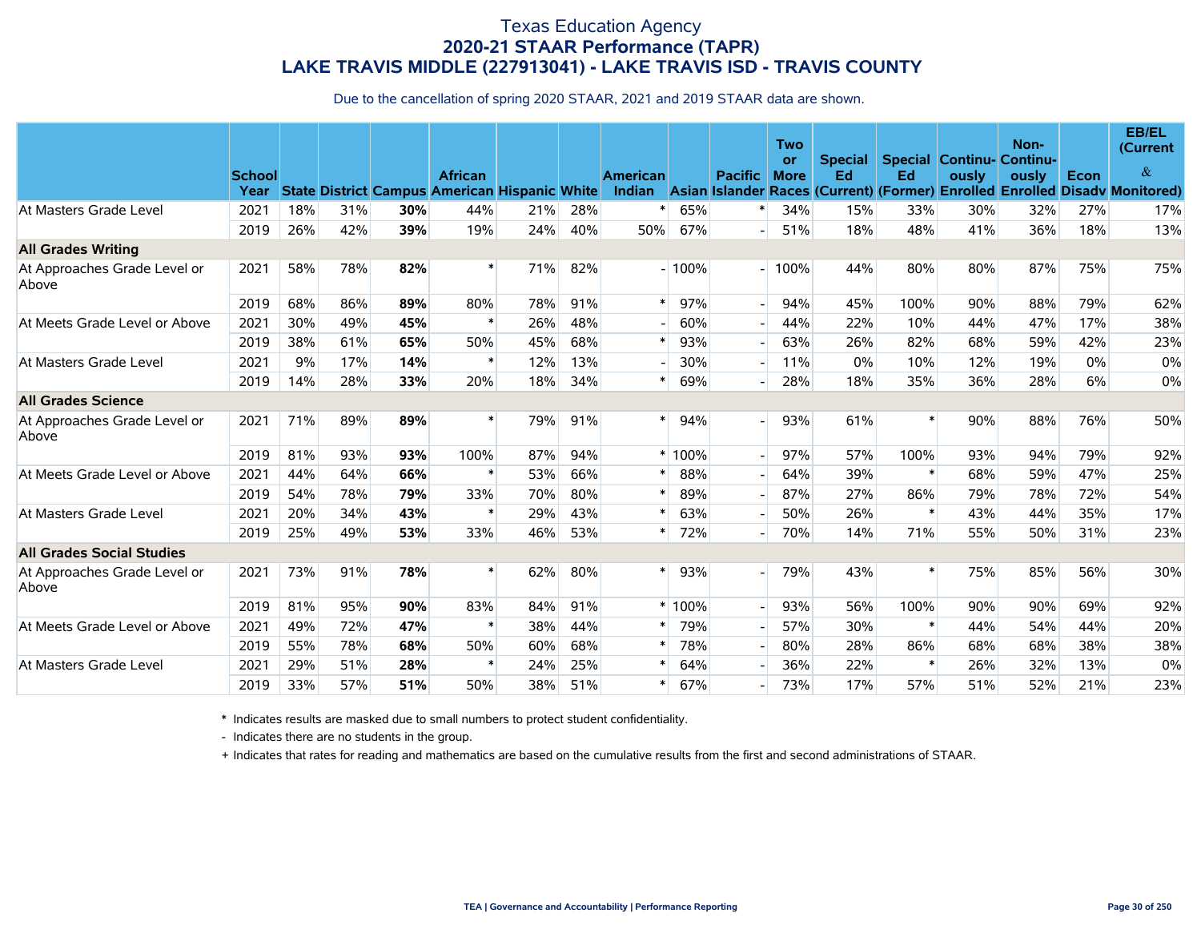# Texas Education Agency
## 2020-21 STAAR Performance (TAPR)
## LAKE TRAVIS MIDDLE (227913041) - LAKE TRAVIS ISD - TRAVIS COUNTY

Due to the cancellation of spring 2020 STAAR, 2021 and 2019 STAAR data are shown.

| | School Year | State | District | Campus | African American | Hispanic | White | American Indian | Asian | Pacific Islander | Two or More Races | Special Ed (Current) | Special Ed (Former) | Continuously Enrolled | Non-Continuously Enrolled | Econ Disadv | EB/EL (Current & Monitored) |
|---|---|---|---|---|---|---|---|---|---|---|---|---|---|---|---|---|---|
| At Masters Grade Level | 2021 | 18% | 31% | **30%** | 44% | 21% | 28% | * | 65% | * | 34% | 15% | 33% | 30% | 32% | 27% | 17% |
| | 2019 | 26% | 42% | **39%** | 19% | 24% | 40% | 50% | 67% | - | 51% | 18% | 48% | 41% | 36% | 18% | 13% |
| **All Grades Writing** | | | | | | | | | | | | | | | | | |
| At Approaches Grade Level or Above | 2021 | 58% | 78% | **82%** | * | 71% | 82% | - | 100% | - | 100% | 44% | 80% | 80% | 87% | 75% | 75% |
| | 2019 | 68% | 86% | **89%** | 80% | 78% | 91% | * | 97% | - | 94% | 45% | 100% | 90% | 88% | 79% | 62% |
| At Meets Grade Level or Above | 2021 | 30% | 49% | **45%** | * | 26% | 48% | - | 60% | - | 44% | 22% | 10% | 44% | 47% | 17% | 38% |
| | 2019 | 38% | 61% | **65%** | 50% | 45% | 68% | * | 93% | - | 63% | 26% | 82% | 68% | 59% | 42% | 23% |
| At Masters Grade Level | 2021 | 9% | 17% | **14%** | * | 12% | 13% | - | 30% | - | 11% | 0% | 10% | 12% | 19% | 0% | 0% |
| | 2019 | 14% | 28% | **33%** | 20% | 18% | 34% | * | 69% | - | 28% | 18% | 35% | 36% | 28% | 6% | 0% |
| **All Grades Science** | | | | | | | | | | | | | | | | | |
| At Approaches Grade Level or Above | 2021 | 71% | 89% | **89%** | * | 79% | 91% | * | 94% | - | 93% | 61% | * | 90% | 88% | 76% | 50% |
| | 2019 | 81% | 93% | **93%** | 100% | 87% | 94% | * | 100% | - | 97% | 57% | 100% | 93% | 94% | 79% | 92% |
| At Meets Grade Level or Above | 2021 | 44% | 64% | **66%** | * | 53% | 66% | * | 88% | - | 64% | 39% | * | 68% | 59% | 47% | 25% |
| | 2019 | 54% | 78% | **79%** | 33% | 70% | 80% | * | 89% | - | 87% | 27% | 86% | 79% | 78% | 72% | 54% |
| At Masters Grade Level | 2021 | 20% | 34% | **43%** | * | 29% | 43% | * | 63% | - | 50% | 26% | * | 43% | 44% | 35% | 17% |
| | 2019 | 25% | 49% | **53%** | 33% | 46% | 53% | * | 72% | - | 70% | 14% | 71% | 55% | 50% | 31% | 23% |
| **All Grades Social Studies** | | | | | | | | | | | | | | | | | |
| At Approaches Grade Level or Above | 2021 | 73% | 91% | **78%** | * | 62% | 80% | * | 93% | - | 79% | 43% | * | 75% | 85% | 56% | 30% |
| | 2019 | 81% | 95% | **90%** | 83% | 84% | 91% | * | 100% | - | 93% | 56% | 100% | 90% | 90% | 69% | 92% |
| At Meets Grade Level or Above | 2021 | 49% | 72% | **47%** | * | 38% | 44% | * | 79% | - | 57% | 30% | * | 44% | 54% | 44% | 20% |
| | 2019 | 55% | 78% | **68%** | 50% | 60% | 68% | * | 78% | - | 80% | 28% | 86% | 68% | 68% | 38% | 38% |
| At Masters Grade Level | 2021 | 29% | 51% | **28%** | * | 24% | 25% | * | 64% | - | 36% | 22% | * | 26% | 32% | 13% | 0% |
| | 2019 | 33% | 57% | **51%** | 50% | 38% | 51% | * | 67% | - | 73% | 17% | 57% | 51% | 52% | 21% | 23% |

\* Indicates results are masked due to small numbers to protect student confidentiality.

\- Indicates there are no students in the group.

\+ Indicates that rates for reading and mathematics are based on the cumulative results from the first and second administrations of STAAR.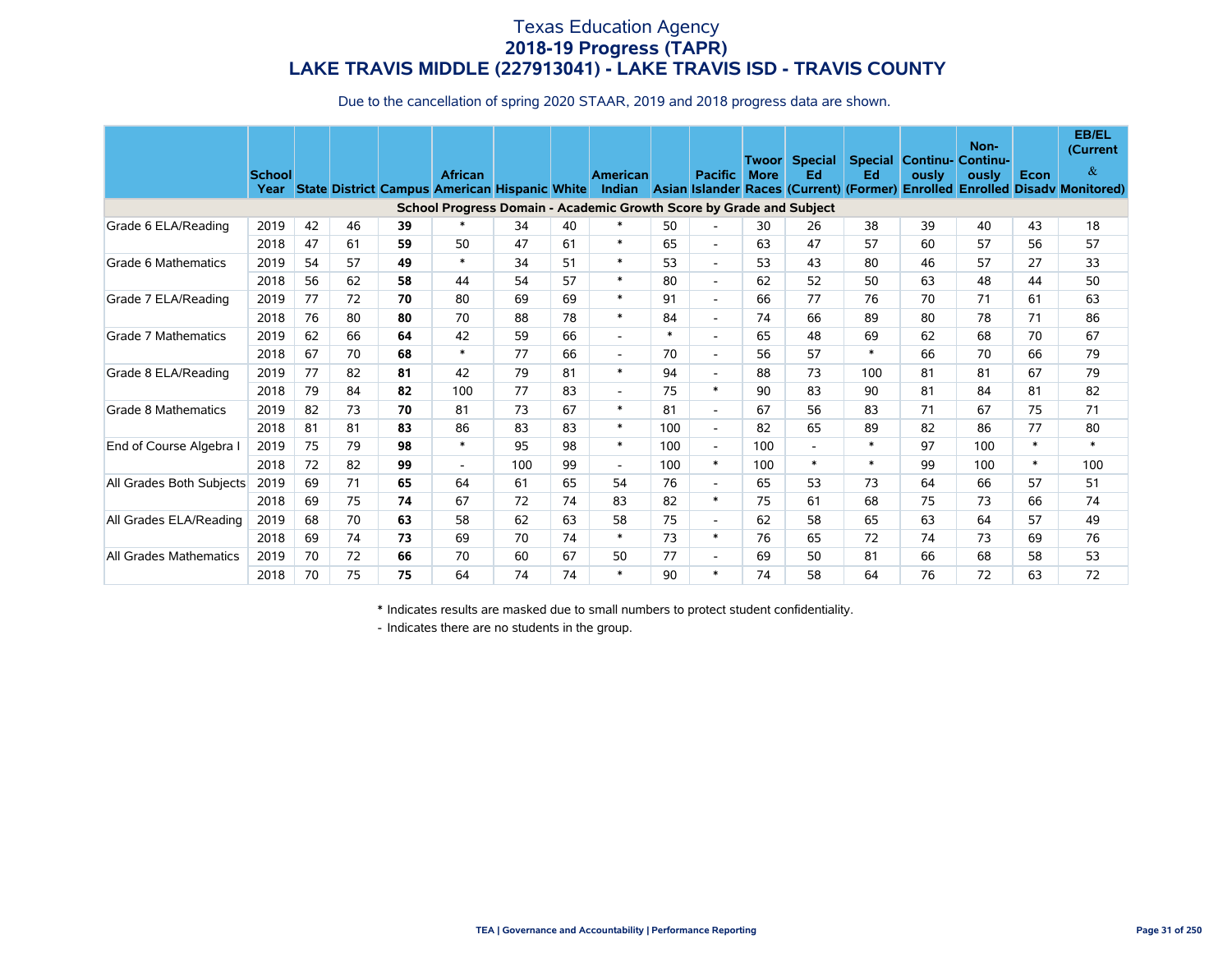# Texas Education Agency
## 2018-19 Progress (TAPR)
## LAKE TRAVIS MIDDLE (227913041) - LAKE TRAVIS ISD - TRAVIS COUNTY

Due to the cancellation of spring 2020 STAAR, 2019 and 2018 progress data are shown.

| | School Year | State | District | Campus | African American | Hispanic | White | American Indian | Asian | Pacific Islander | Two or More Races | Special Ed (Current) | Special Ed (Former) | Continu-ously Enrolled | Non-Continu-ously Enrolled | Econ Disadv | EB/EL (Current & Monitored) |
|---|---|---|---|---|---|---|---|---|---|---|---|---|---|---|---|---|---|
| **School Progress Domain - Academic Growth Score by Grade and Subject** | | | | | | | | | | | | | | | | | |
| Grade 6 ELA/Reading | 2019 | 42 | 46 | **39** | * | 34 | 40 | * | 50 | - | 30 | 26 | 38 | 39 | 40 | 43 | 18 |
| | 2018 | 47 | 61 | **59** | 50 | 47 | 61 | * | 65 | - | 63 | 47 | 57 | 60 | 57 | 56 | 57 |
| Grade 6 Mathematics | 2019 | 54 | 57 | **49** | * | 34 | 51 | * | 53 | - | 53 | 43 | 80 | 46 | 57 | 27 | 33 |
| | 2018 | 56 | 62 | **58** | 44 | 54 | 57 | * | 80 | - | 62 | 52 | 50 | 63 | 48 | 44 | 50 |
| Grade 7 ELA/Reading | 2019 | 77 | 72 | **70** | 80 | 69 | 69 | * | 91 | - | 66 | 77 | 76 | 70 | 71 | 61 | 63 |
| | 2018 | 76 | 80 | **80** | 70 | 88 | 78 | * | 84 | - | 74 | 66 | 89 | 80 | 78 | 71 | 86 |
| Grade 7 Mathematics | 2019 | 62 | 66 | **64** | 42 | 59 | 66 | - | * | - | 65 | 48 | 69 | 62 | 68 | 70 | 67 |
| | 2018 | 67 | 70 | **68** | * | 77 | 66 | - | 70 | - | 56 | 57 | * | 66 | 70 | 66 | 79 |
| Grade 8 ELA/Reading | 2019 | 77 | 82 | **81** | 42 | 79 | 81 | * | 94 | - | 88 | 73 | 100 | 81 | 81 | 67 | 79 |
| | 2018 | 79 | 84 | **82** | 100 | 77 | 83 | - | 75 | * | 90 | 83 | 90 | 81 | 84 | 81 | 82 |
| Grade 8 Mathematics | 2019 | 82 | 73 | **70** | 81 | 73 | 67 | * | 81 | - | 67 | 56 | 83 | 71 | 67 | 75 | 71 |
| | 2018 | 81 | 81 | **83** | 86 | 83 | 83 | * | 100 | - | 82 | 65 | 89 | 82 | 86 | 77 | 80 |
| End of Course Algebra I | 2019 | 75 | 79 | **98** | * | 95 | 98 | * | 100 | - | 100 | - | * | 97 | 100 | * | * |
| | 2018 | 72 | 82 | **99** | - | 100 | 99 | - | 100 | * | 100 | * | * | 99 | 100 | * | 100 |
| All Grades Both Subjects | 2019 | 69 | 71 | **65** | 64 | 61 | 65 | 54 | 76 | - | 65 | 53 | 73 | 64 | 66 | 57 | 51 |
| | 2018 | 69 | 75 | **74** | 67 | 72 | 74 | 83 | 82 | * | 75 | 61 | 68 | 75 | 73 | 66 | 74 |
| All Grades ELA/Reading | 2019 | 68 | 70 | **63** | 58 | 62 | 63 | 58 | 75 | - | 62 | 58 | 65 | 63 | 64 | 57 | 49 |
| | 2018 | 69 | 74 | **73** | 69 | 70 | 74 | * | 73 | * | 76 | 65 | 72 | 74 | 73 | 69 | 76 |
| All Grades Mathematics | 2019 | 70 | 72 | **66** | 70 | 60 | 67 | 50 | 77 | - | 69 | 50 | 81 | 66 | 68 | 58 | 53 |
| | 2018 | 70 | 75 | **75** | 64 | 74 | 74 | * | 90 | * | 74 | 58 | 64 | 76 | 72 | 63 | 72 |

\* Indicates results are masked due to small numbers to protect student confidentiality.

\- Indicates there are no students in the group.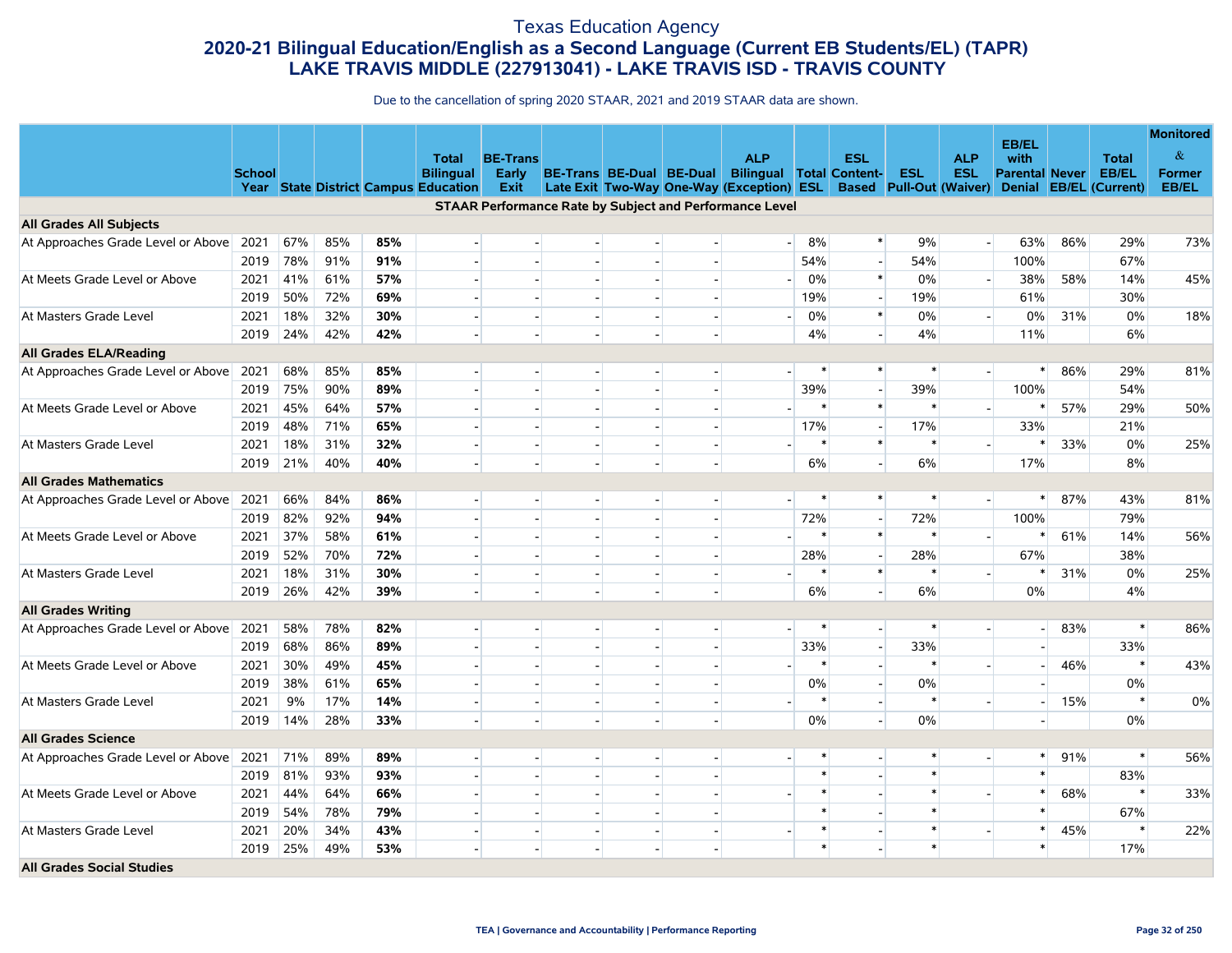# Texas Education Agency

## 2020-21 Bilingual Education/English as a Second Language (Current EB Students/EL) (TAPR)

## LAKE TRAVIS MIDDLE (227913041) - LAKE TRAVIS ISD - TRAVIS COUNTY

Due to the cancellation of spring 2020 STAAR, 2021 and 2019 STAAR data are shown.

| | School Year | State | District | Campus | Total Bilingual Education | BE-Trans Early Exit | BE-Trans Late Exit | BE-Dual Two-Way | BE-Dual One-Way | ALP Bilingual (Exception) | Total ESL | ESL Content-Based | ESL Pull-Out | ALP ESL (Waiver) | EB/EL with Parental Denial | Never EB/EL | Total EB/EL (Current) | Monitored & Former EB/EL |
|---|---|---|---|---|---|---|---|---|---|---|---|---|---|---|---|---|---|---|
| **STAAR Performance Rate by Subject and Performance Level** | | | | | | | | | | | | | | | | | | |
| **All Grades All Subjects** | | | | | | | | | | | | | | | | | | |
| At Approaches Grade Level or Above | 2021 | 67% | 85% | **85%** | - | - | - | - | - | - | 8% | * | 9% | - | 63% | 86% | 29% | 73% |
| | 2019 | 78% | 91% | **91%** | - | - | - | - | - | | 54% | - | 54% | | 100% | | 67% | |
| At Meets Grade Level or Above | 2021 | 41% | 61% | **57%** | - | - | - | - | - | - | 0% | * | 0% | - | 38% | 58% | 14% | 45% |
| | 2019 | 50% | 72% | **69%** | - | - | - | - | - | | 19% | - | 19% | | 61% | | 30% | |
| At Masters Grade Level | 2021 | 18% | 32% | **30%** | - | - | - | - | - | - | 0% | * | 0% | - | 0% | 31% | 0% | 18% |
| | 2019 | 24% | 42% | **42%** | - | - | - | - | - | | 4% | - | 4% | | 11% | | 6% | |
| **All Grades ELA/Reading** | | | | | | | | | | | | | | | | | | |
| At Approaches Grade Level or Above | 2021 | 68% | 85% | **85%** | - | - | - | - | - | - | * | * | * | - | * | 86% | 29% | 81% |
| | 2019 | 75% | 90% | **89%** | - | - | - | - | - | | 39% | - | 39% | | 100% | | 54% | |
| At Meets Grade Level or Above | 2021 | 45% | 64% | **57%** | - | - | - | - | - | - | * | * | * | - | * | 57% | 29% | 50% |
| | 2019 | 48% | 71% | **65%** | - | - | - | - | - | | 17% | - | 17% | | 33% | | 21% | |
| At Masters Grade Level | 2021 | 18% | 31% | **32%** | - | - | - | - | - | - | * | * | * | - | * | 33% | 0% | 25% |
| | 2019 | 21% | 40% | **40%** | - | - | - | - | - | | 6% | - | 6% | | 17% | | 8% | |
| **All Grades Mathematics** | | | | | | | | | | | | | | | | | | |
| At Approaches Grade Level or Above | 2021 | 66% | 84% | **86%** | - | - | - | - | - | - | * | * | * | - | * | 87% | 43% | 81% |
| | 2019 | 82% | 92% | **94%** | - | - | - | - | - | | 72% | - | 72% | | 100% | | 79% | |
| At Meets Grade Level or Above | 2021 | 37% | 58% | **61%** | - | - | - | - | - | - | * | * | * | - | * | 61% | 14% | 56% |
| | 2019 | 52% | 70% | **72%** | - | - | - | - | - | | 28% | - | 28% | | 67% | | 38% | |
| At Masters Grade Level | 2021 | 18% | 31% | **30%** | - | - | - | - | - | - | * | * | * | - | * | 31% | 0% | 25% |
| | 2019 | 26% | 42% | **39%** | - | - | - | - | - | | 6% | - | 6% | | 0% | | 4% | |
| **All Grades Writing** | | | | | | | | | | | | | | | | | | |
| At Approaches Grade Level or Above | 2021 | 58% | 78% | **82%** | - | - | - | - | - | - | * | - | * | - | - | 83% | * | 86% |
| | 2019 | 68% | 86% | **89%** | - | - | - | - | - | | 33% | - | 33% | | - | | 33% | |
| At Meets Grade Level or Above | 2021 | 30% | 49% | **45%** | - | - | - | - | - | - | * | - | * | - | - | 46% | * | 43% |
| | 2019 | 38% | 61% | **65%** | - | - | - | - | - | | 0% | - | 0% | | - | | 0% | |
| At Masters Grade Level | 2021 | 9% | 17% | **14%** | - | - | - | - | - | - | * | - | * | - | - | 15% | * | 0% |
| | 2019 | 14% | 28% | **33%** | - | - | - | - | - | | 0% | - | 0% | | - | | 0% | |
| **All Grades Science** | | | | | | | | | | | | | | | | | | |
| At Approaches Grade Level or Above | 2021 | 71% | 89% | **89%** | - | - | - | - | - | - | * | - | * | - | * | 91% | * | 56% |
| | 2019 | 81% | 93% | **93%** | - | - | - | - | - | | * | - | * | | * | | 83% | |
| At Meets Grade Level or Above | 2021 | 44% | 64% | **66%** | - | - | - | - | - | - | * | - | * | - | * | 68% | * | 33% |
| | 2019 | 54% | 78% | **79%** | - | - | - | - | - | | * | - | * | | * | | 67% | |
| At Masters Grade Level | 2021 | 20% | 34% | **43%** | - | - | - | - | - | - | * | - | * | - | * | 45% | * | 22% |
| | 2019 | 25% | 49% | **53%** | - | - | - | - | - | | * | - | * | | * | | 17% | |
| **All Grades Social Studies** | | | | | | | | | | | | | | | | | | |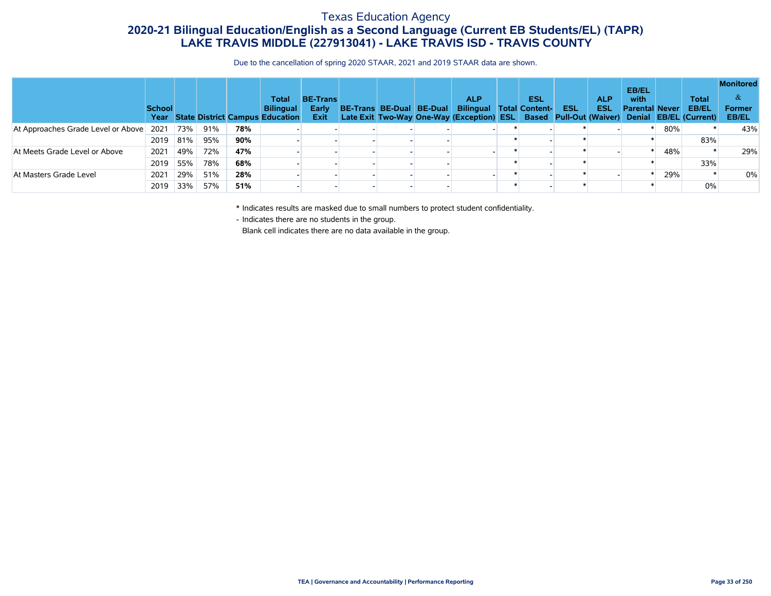# Texas Education Agency

## 2020-21 Bilingual Education/English as a Second Language (Current EB Students/EL) (TAPR)

## LAKE TRAVIS MIDDLE (227913041) - LAKE TRAVIS ISD - TRAVIS COUNTY

Due to the cancellation of spring 2020 STAAR, 2021 and 2019 STAAR data are shown.

| | School Year | State | District | Campus | Total Bilingual Education | BE-Trans Early Exit | BE-Trans Late Exit | BE-Dual Two-Way | BE-Dual One-Way | ALP Bilingual (Exception) | Total ESL | ESL Content-Based | ESL Pull-Out | ALP ESL (Waiver) | EB/EL with Parental Denial | Never EB/EL | Total EB/EL (Current) | Monitored & Former EB/EL |
|---|---|---|---|---|---|---|---|---|---|---|---|---|---|---|---|---|---|---|
| At Approaches Grade Level or Above | 2021 | 73% | 91% | **78%** | - | - | - | - | - | - | * | - | * | - | * | 80% | * | 43% |
| | 2019 | 81% | 95% | **90%** | - | - | - | - | - | | * | - | * | | * | | 83% | |
| At Meets Grade Level or Above | 2021 | 49% | 72% | **47%** | - | - | - | - | - | - | * | - | * | - | * | 48% | * | 29% |
| | 2019 | 55% | 78% | **68%** | - | - | - | - | - | | * | - | * | | * | | 33% | |
| At Masters Grade Level | 2021 | 29% | 51% | **28%** | - | - | - | - | - | - | * | - | * | - | * | 29% | * | 0% |
| | 2019 | 33% | 57% | **51%** | - | - | - | - | - | | * | - | * | | * | | 0% | |

\* Indicates results are masked due to small numbers to protect student confidentiality.

\- Indicates there are no students in the group.

Blank cell indicates there are no data available in the group.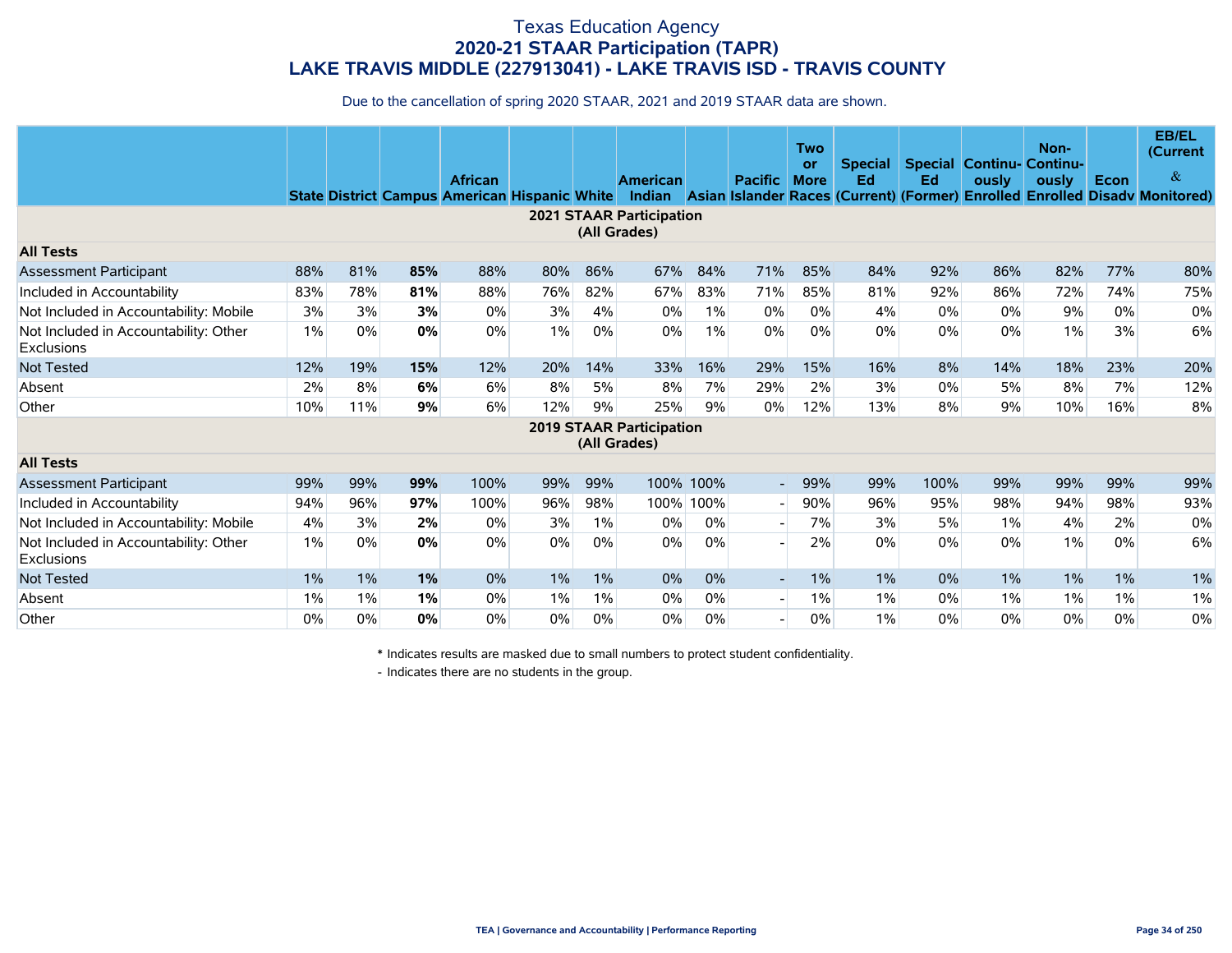# Texas Education Agency
## 2020-21 STAAR Participation (TAPR)
## LAKE TRAVIS MIDDLE (227913041) - LAKE TRAVIS ISD - TRAVIS COUNTY

Due to the cancellation of spring 2020 STAAR, 2021 and 2019 STAAR data are shown.

| | State | District | Campus | African American | Hispanic | White | American Indian | Asian | Pacific Islander | Two or More Races | Special Ed (Current) | Special Ed (Former) | Continuously Enrolled | Non-Continuously Enrolled | Econ Disadv | EB/EL (Current & Monitored) |
|---|---|---|---|---|---|---|---|---|---|---|---|---|---|---|---|---|
| **2021 STAAR Participation (All Grades)** | | | | | | | | | | | | | | | | |
| **All Tests** | | | | | | | | | | | | | | | | |
| Assessment Participant | 88% | 81% | **85%** | 88% | 80% | 86% | 67% | 84% | 71% | 85% | 84% | 92% | 86% | 82% | 77% | 80% |
| Included in Accountability | 83% | 78% | **81%** | 88% | 76% | 82% | 67% | 83% | 71% | 85% | 81% | 92% | 86% | 72% | 74% | 75% |
| Not Included in Accountability: Mobile | 3% | 3% | **3%** | 0% | 3% | 4% | 0% | 1% | 0% | 0% | 4% | 0% | 0% | 9% | 0% | 0% |
| Not Included in Accountability: Other Exclusions | 1% | 0% | **0%** | 0% | 1% | 0% | 0% | 1% | 0% | 0% | 0% | 0% | 0% | 1% | 3% | 6% |
| Not Tested | 12% | 19% | **15%** | 12% | 20% | 14% | 33% | 16% | 29% | 15% | 16% | 8% | 14% | 18% | 23% | 20% |
| Absent | 2% | 8% | **6%** | 6% | 8% | 5% | 8% | 7% | 29% | 2% | 3% | 0% | 5% | 8% | 7% | 12% |
| Other | 10% | 11% | **9%** | 6% | 12% | 9% | 25% | 9% | 0% | 12% | 13% | 8% | 9% | 10% | 16% | 8% |
| **2019 STAAR Participation (All Grades)** | | | | | | | | | | | | | | | | |
| **All Tests** | | | | | | | | | | | | | | | | |
| Assessment Participant | 99% | 99% | **99%** | 100% | 99% | 99% | 100% | 100% | - | 99% | 99% | 100% | 99% | 99% | 99% | 99% |
| Included in Accountability | 94% | 96% | **97%** | 100% | 96% | 98% | 100% | 100% | - | 90% | 96% | 95% | 98% | 94% | 98% | 93% |
| Not Included in Accountability: Mobile | 4% | 3% | **2%** | 0% | 3% | 1% | 0% | 0% | - | 7% | 3% | 5% | 1% | 4% | 2% | 0% |
| Not Included in Accountability: Other Exclusions | 1% | 0% | **0%** | 0% | 0% | 0% | 0% | 0% | - | 2% | 0% | 0% | 0% | 1% | 0% | 6% |
| Not Tested | 1% | 1% | **1%** | 0% | 1% | 1% | 0% | 0% | - | 1% | 1% | 0% | 1% | 1% | 1% | 1% |
| Absent | 1% | 1% | **1%** | 0% | 1% | 1% | 0% | 0% | - | 1% | 1% | 0% | 1% | 1% | 1% | 1% |
| Other | 0% | 0% | **0%** | 0% | 0% | 0% | 0% | 0% | - | 0% | 1% | 0% | 0% | 0% | 0% | 0% |

\* Indicates results are masked due to small numbers to protect student confidentiality.

\- Indicates there are no students in the group.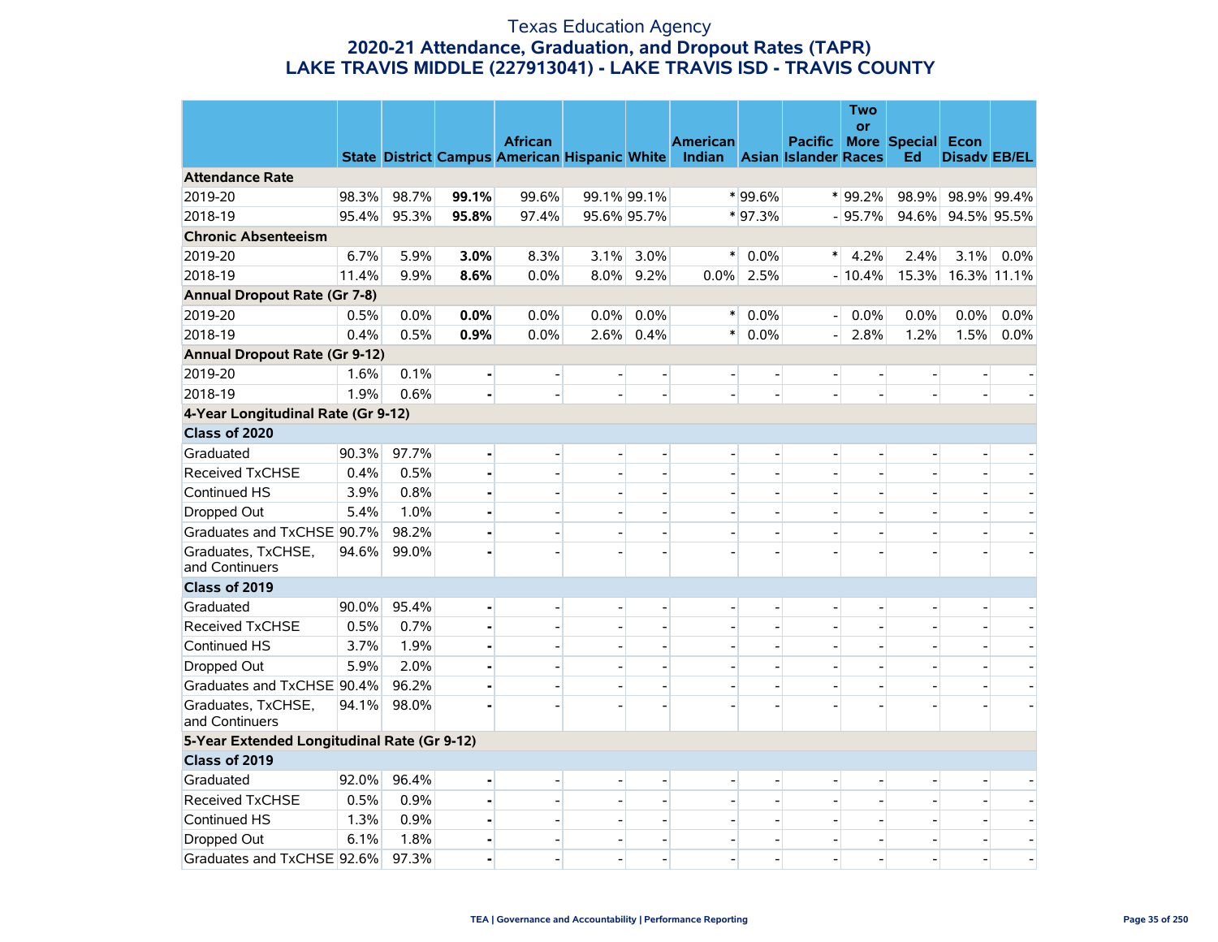# Texas Education Agency
## 2020-21 Attendance, Graduation, and Dropout Rates (TAPR)
## LAKE TRAVIS MIDDLE (227913041) - LAKE TRAVIS ISD - TRAVIS COUNTY

| | State | District | Campus | African American | Hispanic | White | American Indian | Asian | Pacific Islander | Two or More Races | Special Ed | Econ Disadv | EB/EL |
|---|---|---|---|---|---|---|---|---|---|---|---|---|---|
| **Attendance Rate** | | | | | | | | | | | | | |
| 2019-20 | 98.3% | 98.7% | **99.1%** | 99.6% | 99.1% | 99.1% | * | 99.6% | * | 99.2% | 98.9% | 98.9% | 99.4% |
| 2018-19 | 95.4% | 95.3% | **95.8%** | 97.4% | 95.6% | 95.7% | * | 97.3% | - | 95.7% | 94.6% | 94.5% | 95.5% |
| **Chronic Absenteeism** | | | | | | | | | | | | | |
| 2019-20 | 6.7% | 5.9% | **3.0%** | 8.3% | 3.1% | 3.0% | * | 0.0% | * | 4.2% | 2.4% | 3.1% | 0.0% |
| 2018-19 | 11.4% | 9.9% | **8.6%** | 0.0% | 8.0% | 9.2% | 0.0% | 2.5% | - | 10.4% | 15.3% | 16.3% | 11.1% |
| **Annual Dropout Rate (Gr 7-8)** | | | | | | | | | | | | | |
| 2019-20 | 0.5% | 0.0% | **0.0%** | 0.0% | 0.0% | 0.0% | * | 0.0% | - | 0.0% | 0.0% | 0.0% | 0.0% |
| 2018-19 | 0.4% | 0.5% | **0.9%** | 0.0% | 2.6% | 0.4% | * | 0.0% | - | 2.8% | 1.2% | 1.5% | 0.0% |
| **Annual Dropout Rate (Gr 9-12)** | | | | | | | | | | | | | |
| 2019-20 | 1.6% | 0.1% | **-** | - | - | - | - | - | - | - | - | - | - |
| 2018-19 | 1.9% | 0.6% | **-** | - | - | - | - | - | - | - | - | - | - |
| **4-Year Longitudinal Rate (Gr 9-12)** | | | | | | | | | | | | | |
| **Class of 2020** | | | | | | | | | | | | | |
| Graduated | 90.3% | 97.7% | **-** | - | - | - | - | - | - | - | - | - | - |
| Received TxCHSE | 0.4% | 0.5% | **-** | - | - | - | - | - | - | - | - | - | - |
| Continued HS | 3.9% | 0.8% | **-** | - | - | - | - | - | - | - | - | - | - |
| Dropped Out | 5.4% | 1.0% | **-** | - | - | - | - | - | - | - | - | - | - |
| Graduates and TxCHSE | 90.7% | 98.2% | **-** | - | - | - | - | - | - | - | - | - | - |
| Graduates, TxCHSE, and Continuers | 94.6% | 99.0% | **-** | - | - | - | - | - | - | - | - | - | - |
| **Class of 2019** | | | | | | | | | | | | | |
| Graduated | 90.0% | 95.4% | **-** | - | - | - | - | - | - | - | - | - | - |
| Received TxCHSE | 0.5% | 0.7% | **-** | - | - | - | - | - | - | - | - | - | - |
| Continued HS | 3.7% | 1.9% | **-** | - | - | - | - | - | - | - | - | - | - |
| Dropped Out | 5.9% | 2.0% | **-** | - | - | - | - | - | - | - | - | - | - |
| Graduates and TxCHSE | 90.4% | 96.2% | **-** | - | - | - | - | - | - | - | - | - | - |
| Graduates, TxCHSE, and Continuers | 94.1% | 98.0% | **-** | - | - | - | - | - | - | - | - | - | - |
| **5-Year Extended Longitudinal Rate (Gr 9-12)** | | | | | | | | | | | | | |
| **Class of 2019** | | | | | | | | | | | | | |
| Graduated | 92.0% | 96.4% | **-** | - | - | - | - | - | - | - | - | - | - |
| Received TxCHSE | 0.5% | 0.9% | **-** | - | - | - | - | - | - | - | - | - | - |
| Continued HS | 1.3% | 0.9% | **-** | - | - | - | - | - | - | - | - | - | - |
| Dropped Out | 6.1% | 1.8% | **-** | - | - | - | - | - | - | - | - | - | - |
| Graduates and TxCHSE | 92.6% | 97.3% | **-** | - | - | - | - | - | - | - | - | - | - |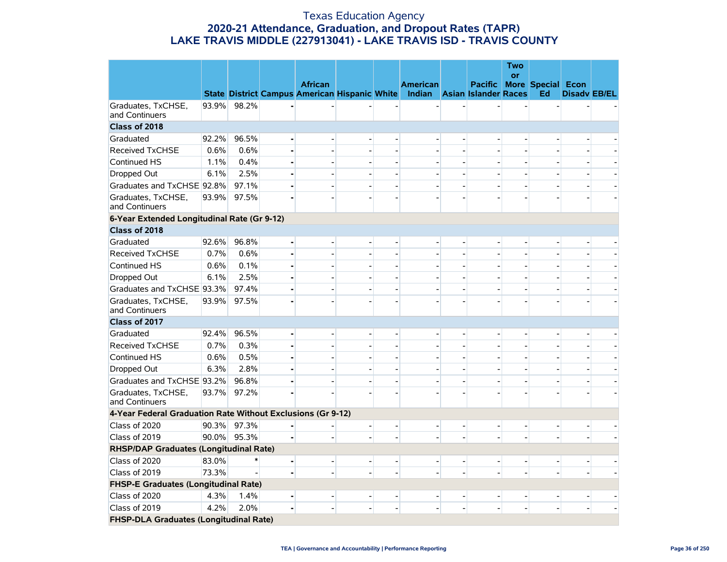# Texas Education Agency
## 2020-21 Attendance, Graduation, and Dropout Rates (TAPR)
## LAKE TRAVIS MIDDLE (227913041) - LAKE TRAVIS ISD - TRAVIS COUNTY

| | State | District | Campus | African American | Hispanic | White | American Indian | Asian | Pacific Islander | Two or More Races | Special Ed | Econ Disadv | EB/EL |
|---|---|---|---|---|---|---|---|---|---|---|---|---|---|
| Graduates, TxCHSE, and Continuers | 93.9% | 98.2% | - | - | - | - | - | - | - | - | - | - | - |
| **Class of 2018** | | | | | | | | | | | | | |
| Graduated | 92.2% | 96.5% | - | - | - | - | - | - | - | - | - | - | - |
| Received TxCHSE | 0.6% | 0.6% | - | - | - | - | - | - | - | - | - | - | - |
| Continued HS | 1.1% | 0.4% | - | - | - | - | - | - | - | - | - | - | - |
| Dropped Out | 6.1% | 2.5% | - | - | - | - | - | - | - | - | - | - | - |
| Graduates and TxCHSE | 92.8% | 97.1% | - | - | - | - | - | - | - | - | - | - | - |
| Graduates, TxCHSE, and Continuers | 93.9% | 97.5% | - | - | - | - | - | - | - | - | - | - | - |
| **6-Year Extended Longitudinal Rate (Gr 9-12)** | | | | | | | | | | | | | |
| **Class of 2018** | | | | | | | | | | | | | |
| Graduated | 92.6% | 96.8% | - | - | - | - | - | - | - | - | - | - | - |
| Received TxCHSE | 0.7% | 0.6% | - | - | - | - | - | - | - | - | - | - | - |
| Continued HS | 0.6% | 0.1% | - | - | - | - | - | - | - | - | - | - | - |
| Dropped Out | 6.1% | 2.5% | - | - | - | - | - | - | - | - | - | - | - |
| Graduates and TxCHSE | 93.3% | 97.4% | - | - | - | - | - | - | - | - | - | - | - |
| Graduates, TxCHSE, and Continuers | 93.9% | 97.5% | - | - | - | - | - | - | - | - | - | - | - |
| **Class of 2017** | | | | | | | | | | | | | |
| Graduated | 92.4% | 96.5% | - | - | - | - | - | - | - | - | - | - | - |
| Received TxCHSE | 0.7% | 0.3% | - | - | - | - | - | - | - | - | - | - | - |
| Continued HS | 0.6% | 0.5% | - | - | - | - | - | - | - | - | - | - | - |
| Dropped Out | 6.3% | 2.8% | - | - | - | - | - | - | - | - | - | - | - |
| Graduates and TxCHSE | 93.2% | 96.8% | - | - | - | - | - | - | - | - | - | - | - |
| Graduates, TxCHSE, and Continuers | 93.7% | 97.2% | - | - | - | - | - | - | - | - | - | - | - |
| **4-Year Federal Graduation Rate Without Exclusions (Gr 9-12)** | | | | | | | | | | | | | |
| Class of 2020 | 90.3% | 97.3% | - | - | - | - | - | - | - | - | - | - | - |
| Class of 2019 | 90.0% | 95.3% | - | - | - | - | - | - | - | - | - | - | - |
| **RHSP/DAP Graduates (Longitudinal Rate)** | | | | | | | | | | | | | |
| Class of 2020 | 83.0% | * | - | - | - | - | - | - | - | - | - | - | - |
| Class of 2019 | 73.3% | - | - | - | - | - | - | - | - | - | - | - | - |
| **FHSP-E Graduates (Longitudinal Rate)** | | | | | | | | | | | | | |
| Class of 2020 | 4.3% | 1.4% | - | - | - | - | - | - | - | - | - | - | - |
| Class of 2019 | 4.2% | 2.0% | - | - | - | - | - | - | - | - | - | - | - |
| **FHSP-DLA Graduates (Longitudinal Rate)** | | | | | | | | | | | | | |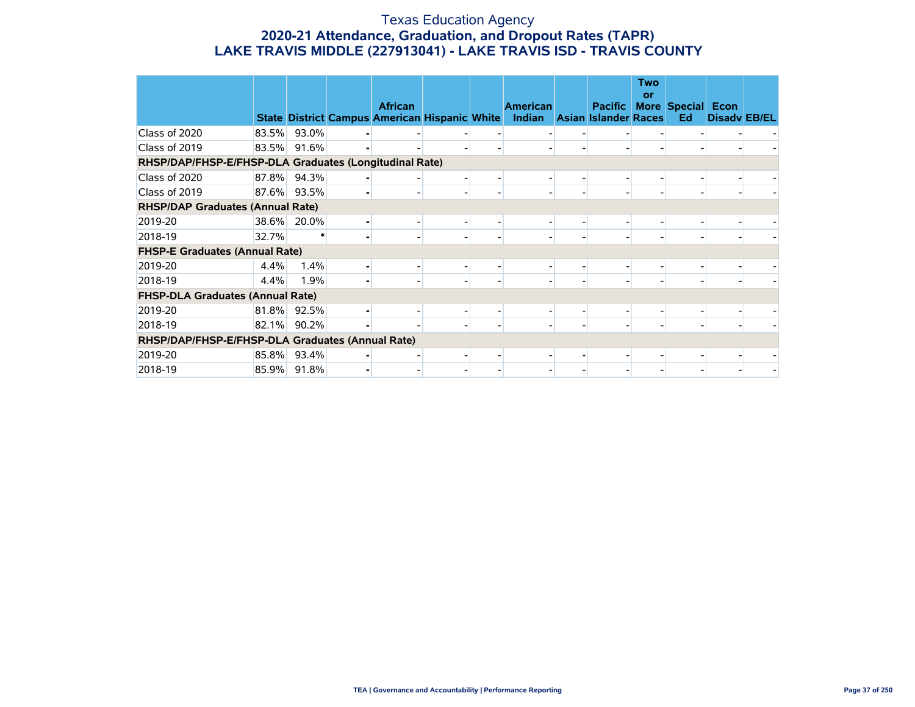# Texas Education Agency
## 2020-21 Attendance, Graduation, and Dropout Rates (TAPR)
## LAKE TRAVIS MIDDLE (227913041) - LAKE TRAVIS ISD - TRAVIS COUNTY

| | State | District | Campus | African American | Hispanic | White | American Indian | Asian | Pacific Islander | Two or More Races | Special Ed | Econ Disadv | EB/EL |
|---|---|---|---|---|---|---|---|---|---|---|---|---|---|
| Class of 2020 | 83.5% | 93.0% | - | - | - | - | - | - | - | - | - | - | - |
| Class of 2019 | 83.5% | 91.6% | - | - | - | - | - | - | - | - | - | - | - |
| **RHSP/DAP/FHSP-E/FHSP-DLA Graduates (Longitudinal Rate)** | | | | | | | | | | | | | |
| Class of 2020 | 87.8% | 94.3% | - | - | - | - | - | - | - | - | - | - | - |
| Class of 2019 | 87.6% | 93.5% | - | - | - | - | - | - | - | - | - | - | - |
| **RHSP/DAP Graduates (Annual Rate)** | | | | | | | | | | | | | |
| 2019-20 | 38.6% | 20.0% | - | - | - | - | - | - | - | - | - | - | - |
| 2018-19 | 32.7% | * | - | - | - | - | - | - | - | - | - | - | - |
| **FHSP-E Graduates (Annual Rate)** | | | | | | | | | | | | | |
| 2019-20 | 4.4% | 1.4% | - | - | - | - | - | - | - | - | - | - | - |
| 2018-19 | 4.4% | 1.9% | - | - | - | - | - | - | - | - | - | - | - |
| **FHSP-DLA Graduates (Annual Rate)** | | | | | | | | | | | | | |
| 2019-20 | 81.8% | 92.5% | - | - | - | - | - | - | - | - | - | - | - |
| 2018-19 | 82.1% | 90.2% | - | - | - | - | - | - | - | - | - | - | - |
| **RHSP/DAP/FHSP-E/FHSP-DLA Graduates (Annual Rate)** | | | | | | | | | | | | | |
| 2019-20 | 85.8% | 93.4% | - | - | - | - | - | - | - | - | - | - | - |
| 2018-19 | 85.9% | 91.8% | - | - | - | - | - | - | - | - | - | - | - |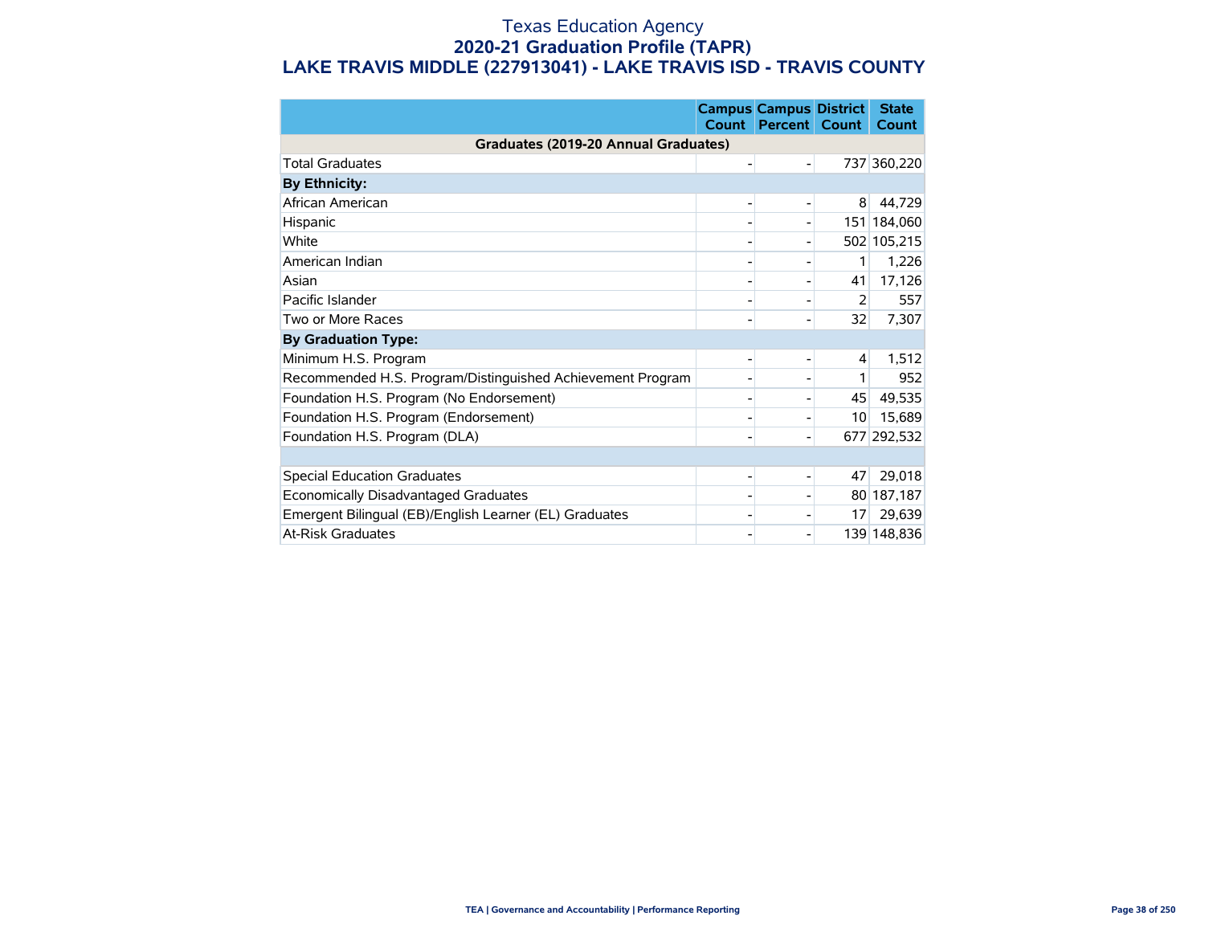# Texas Education Agency
## 2020-21 Graduation Profile (TAPR)
## LAKE TRAVIS MIDDLE (227913041) - LAKE TRAVIS ISD - TRAVIS COUNTY

| | Campus Count | Campus Percent | District Count | State Count |
|---|---|---|---|---|
| **Graduates (2019-20 Annual Graduates)** | | | | |
| Total Graduates | - | - | 737 | 360,220 |
| **By Ethnicity:** | | | | |
| African American | - | - | 8 | 44,729 |
| Hispanic | - | - | 151 | 184,060 |
| White | - | - | 502 | 105,215 |
| American Indian | - | - | 1 | 1,226 |
| Asian | - | - | 41 | 17,126 |
| Pacific Islander | - | - | 2 | 557 |
| Two or More Races | - | - | 32 | 7,307 |
| **By Graduation Type:** | | | | |
| Minimum H.S. Program | - | - | 4 | 1,512 |
| Recommended H.S. Program/Distinguished Achievement Program | - | - | 1 | 952 |
| Foundation H.S. Program (No Endorsement) | - | - | 45 | 49,535 |
| Foundation H.S. Program (Endorsement) | - | - | 10 | 15,689 |
| Foundation H.S. Program (DLA) | - | - | 677 | 292,532 |
| | | | | |
| Special Education Graduates | - | - | 47 | 29,018 |
| Economically Disadvantaged Graduates | - | - | 80 | 187,187 |
| Emergent Bilingual (EB)/English Learner (EL) Graduates | - | - | 17 | 29,639 |
| At-Risk Graduates | - | - | 139 | 148,836 |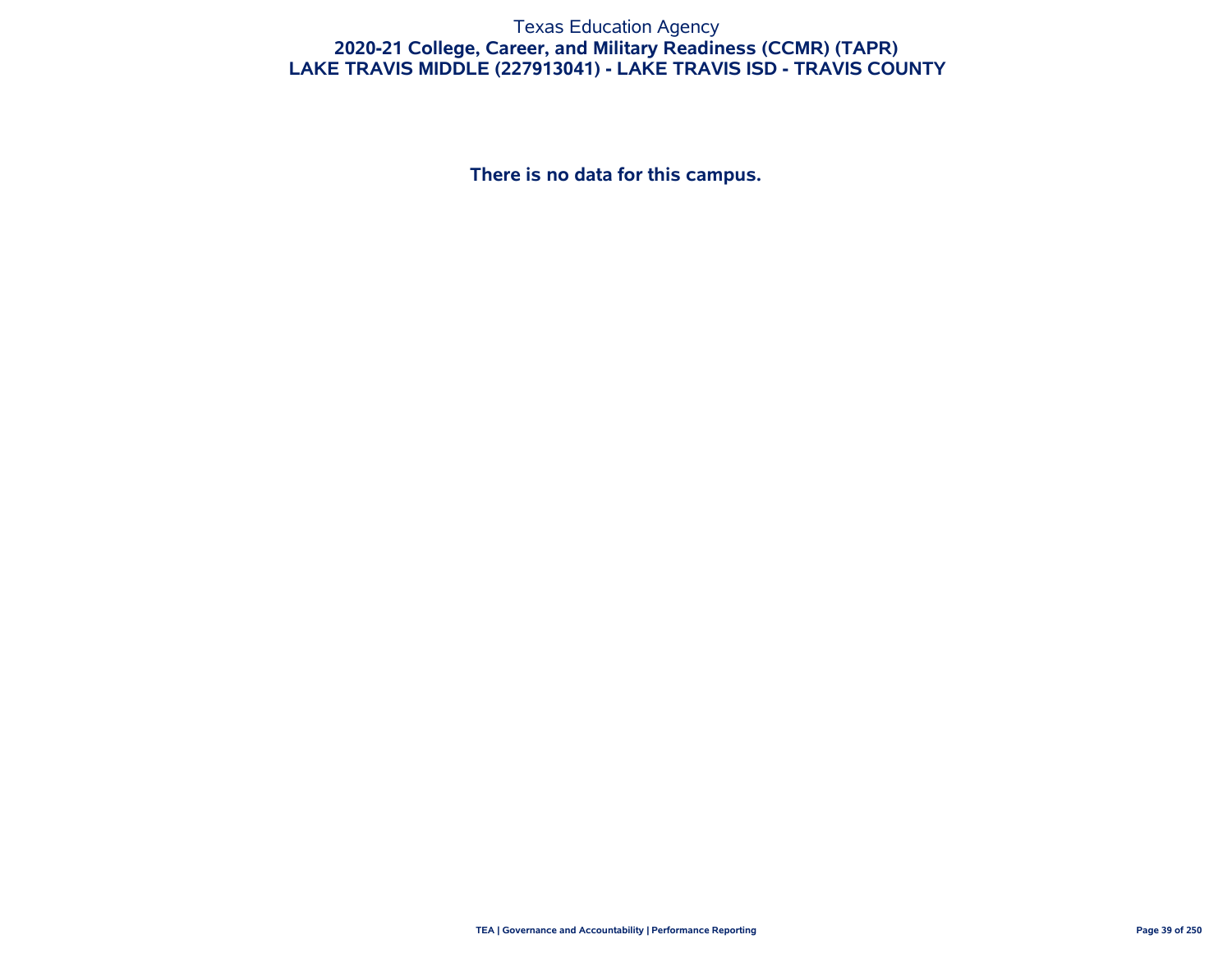Texas Education Agency

## 2020-21 College, Career, and Military Readiness (CCMR) (TAPR)

## LAKE TRAVIS MIDDLE (227913041) - LAKE TRAVIS ISD - TRAVIS COUNTY

**There is no data for this campus.**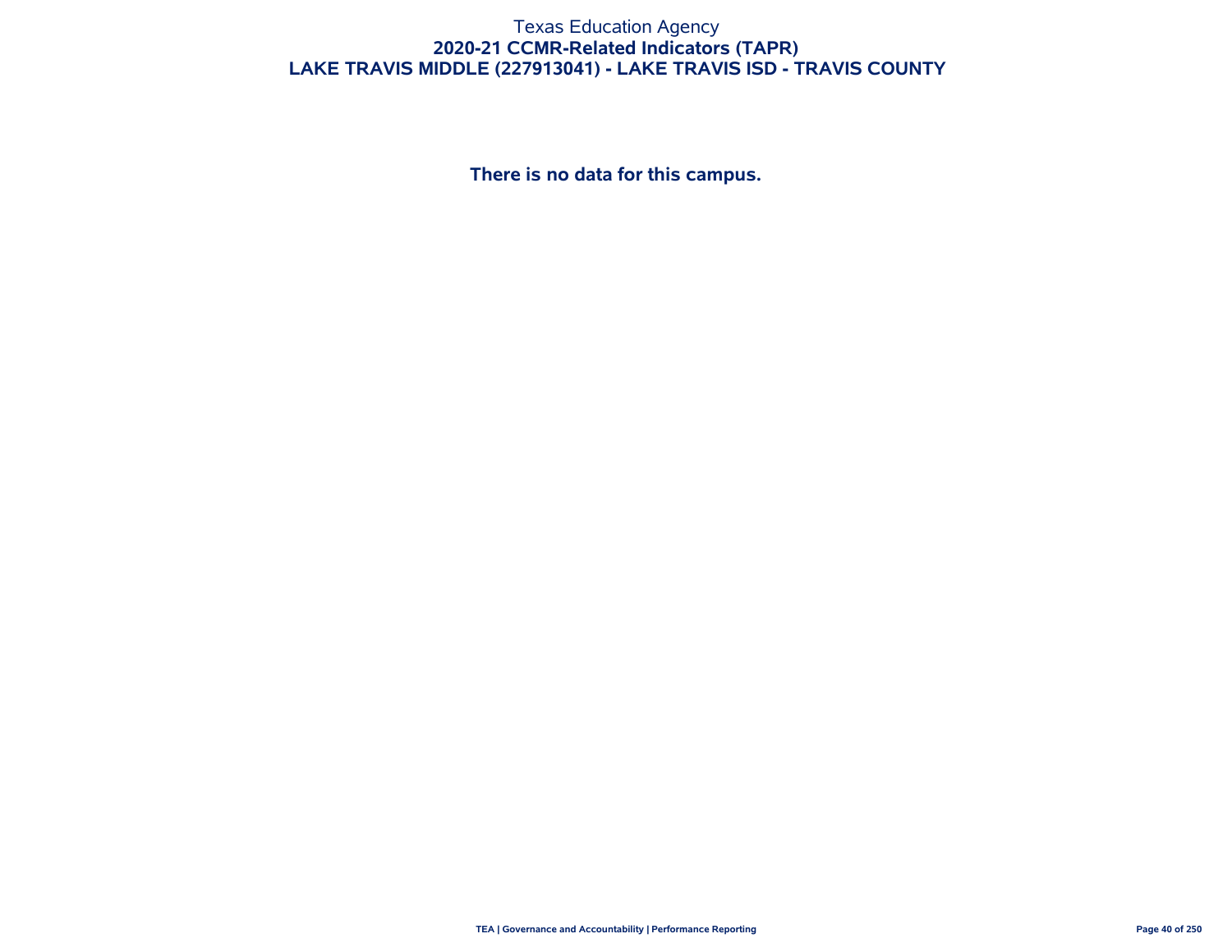# Texas Education Agency
## 2020-21 CCMR-Related Indicators (TAPR)
## LAKE TRAVIS MIDDLE (227913041) - LAKE TRAVIS ISD - TRAVIS COUNTY

**There is no data for this campus.**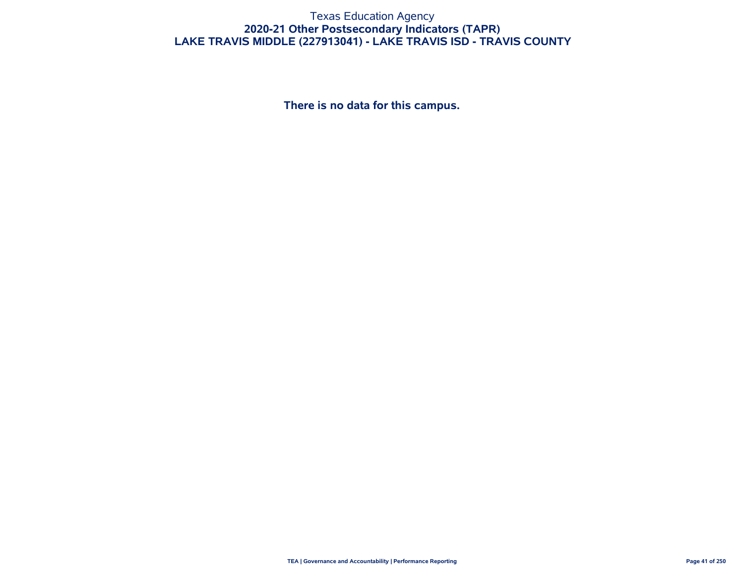# Texas Education Agency
## 2020-21 Other Postsecondary Indicators (TAPR)
## LAKE TRAVIS MIDDLE (227913041) - LAKE TRAVIS ISD - TRAVIS COUNTY

**There is no data for this campus.**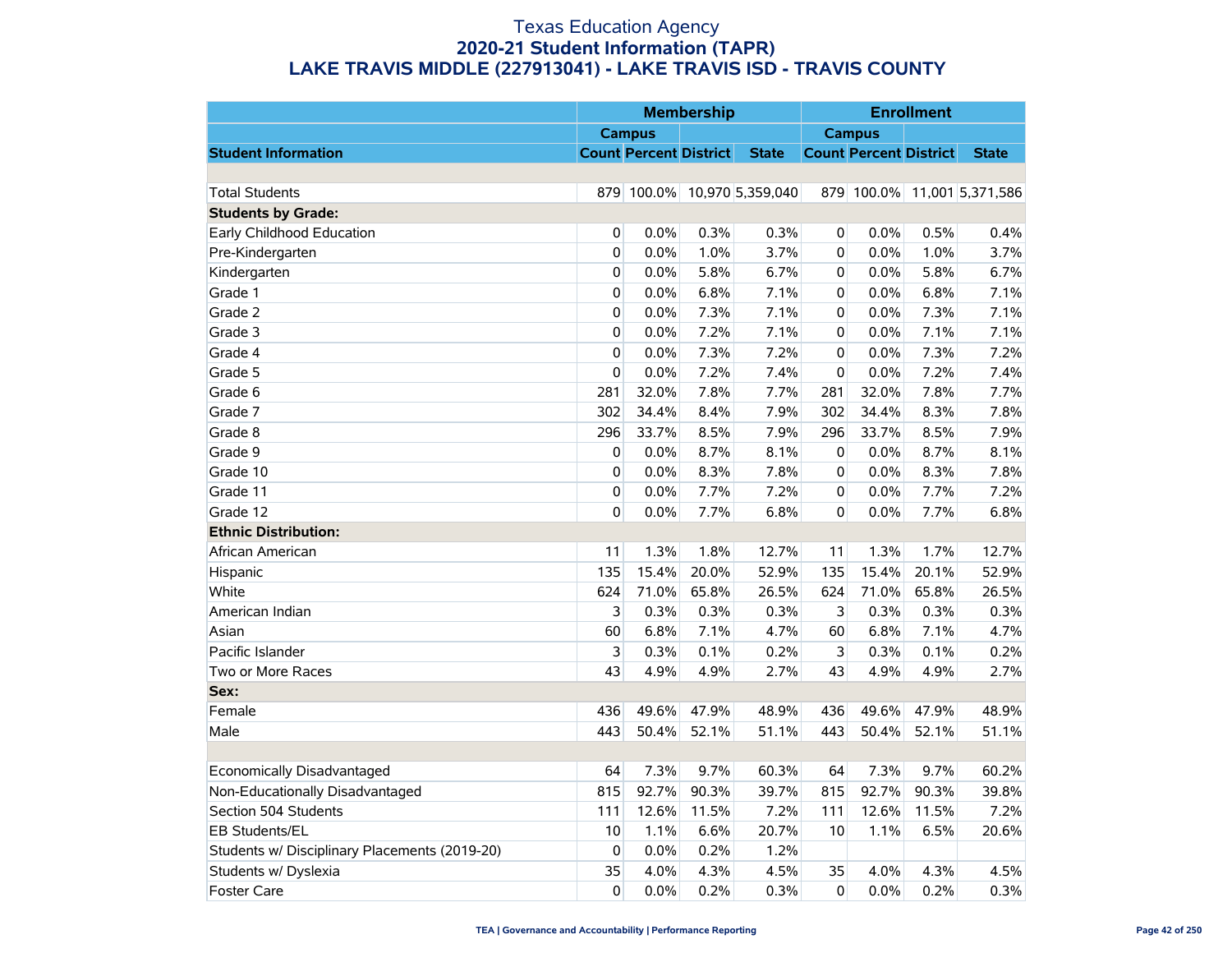# Texas Education Agency
## 2020-21 Student Information (TAPR)
## LAKE TRAVIS MIDDLE (227913041) - LAKE TRAVIS ISD - TRAVIS COUNTY

| | Membership | | | | Enrollment | | | |
|---|---|---|---|---|---|---|---|---|
| | Campus | | | | Campus | | | |
| **Student Information** | **Count** | **Percent** | **District** | **State** | **Count** | **Percent** | **District** | **State** |
| | | | | | | | | |
| Total Students | 879 | 100.0% | 10,970 | 5,359,040 | 879 | 100.0% | 11,001 | 5,371,586 |
| **Students by Grade:** | | | | | | | | |
| Early Childhood Education | 0 | 0.0% | 0.3% | 0.3% | 0 | 0.0% | 0.5% | 0.4% |
| Pre-Kindergarten | 0 | 0.0% | 1.0% | 3.7% | 0 | 0.0% | 1.0% | 3.7% |
| Kindergarten | 0 | 0.0% | 5.8% | 6.7% | 0 | 0.0% | 5.8% | 6.7% |
| Grade 1 | 0 | 0.0% | 6.8% | 7.1% | 0 | 0.0% | 6.8% | 7.1% |
| Grade 2 | 0 | 0.0% | 7.3% | 7.1% | 0 | 0.0% | 7.3% | 7.1% |
| Grade 3 | 0 | 0.0% | 7.2% | 7.1% | 0 | 0.0% | 7.1% | 7.1% |
| Grade 4 | 0 | 0.0% | 7.3% | 7.2% | 0 | 0.0% | 7.3% | 7.2% |
| Grade 5 | 0 | 0.0% | 7.2% | 7.4% | 0 | 0.0% | 7.2% | 7.4% |
| Grade 6 | 281 | 32.0% | 7.8% | 7.7% | 281 | 32.0% | 7.8% | 7.7% |
| Grade 7 | 302 | 34.4% | 8.4% | 7.9% | 302 | 34.4% | 8.3% | 7.8% |
| Grade 8 | 296 | 33.7% | 8.5% | 7.9% | 296 | 33.7% | 8.5% | 7.9% |
| Grade 9 | 0 | 0.0% | 8.7% | 8.1% | 0 | 0.0% | 8.7% | 8.1% |
| Grade 10 | 0 | 0.0% | 8.3% | 7.8% | 0 | 0.0% | 8.3% | 7.8% |
| Grade 11 | 0 | 0.0% | 7.7% | 7.2% | 0 | 0.0% | 7.7% | 7.2% |
| Grade 12 | 0 | 0.0% | 7.7% | 6.8% | 0 | 0.0% | 7.7% | 6.8% |
| **Ethnic Distribution:** | | | | | | | | |
| African American | 11 | 1.3% | 1.8% | 12.7% | 11 | 1.3% | 1.7% | 12.7% |
| Hispanic | 135 | 15.4% | 20.0% | 52.9% | 135 | 15.4% | 20.1% | 52.9% |
| White | 624 | 71.0% | 65.8% | 26.5% | 624 | 71.0% | 65.8% | 26.5% |
| American Indian | 3 | 0.3% | 0.3% | 0.3% | 3 | 0.3% | 0.3% | 0.3% |
| Asian | 60 | 6.8% | 7.1% | 4.7% | 60 | 6.8% | 7.1% | 4.7% |
| Pacific Islander | 3 | 0.3% | 0.1% | 0.2% | 3 | 0.3% | 0.1% | 0.2% |
| Two or More Races | 43 | 4.9% | 4.9% | 2.7% | 43 | 4.9% | 4.9% | 2.7% |
| **Sex:** | | | | | | | | |
| Female | 436 | 49.6% | 47.9% | 48.9% | 436 | 49.6% | 47.9% | 48.9% |
| Male | 443 | 50.4% | 52.1% | 51.1% | 443 | 50.4% | 52.1% | 51.1% |
| | | | | | | | | |
| Economically Disadvantaged | 64 | 7.3% | 9.7% | 60.3% | 64 | 7.3% | 9.7% | 60.2% |
| Non-Educationally Disadvantaged | 815 | 92.7% | 90.3% | 39.7% | 815 | 92.7% | 90.3% | 39.8% |
| Section 504 Students | 111 | 12.6% | 11.5% | 7.2% | 111 | 12.6% | 11.5% | 7.2% |
| EB Students/EL | 10 | 1.1% | 6.6% | 20.7% | 10 | 1.1% | 6.5% | 20.6% |
| Students w/ Disciplinary Placements (2019-20) | 0 | 0.0% | 0.2% | 1.2% | | | | |
| Students w/ Dyslexia | 35 | 4.0% | 4.3% | 4.5% | 35 | 4.0% | 4.3% | 4.5% |
| Foster Care | 0 | 0.0% | 0.2% | 0.3% | 0 | 0.0% | 0.2% | 0.3% |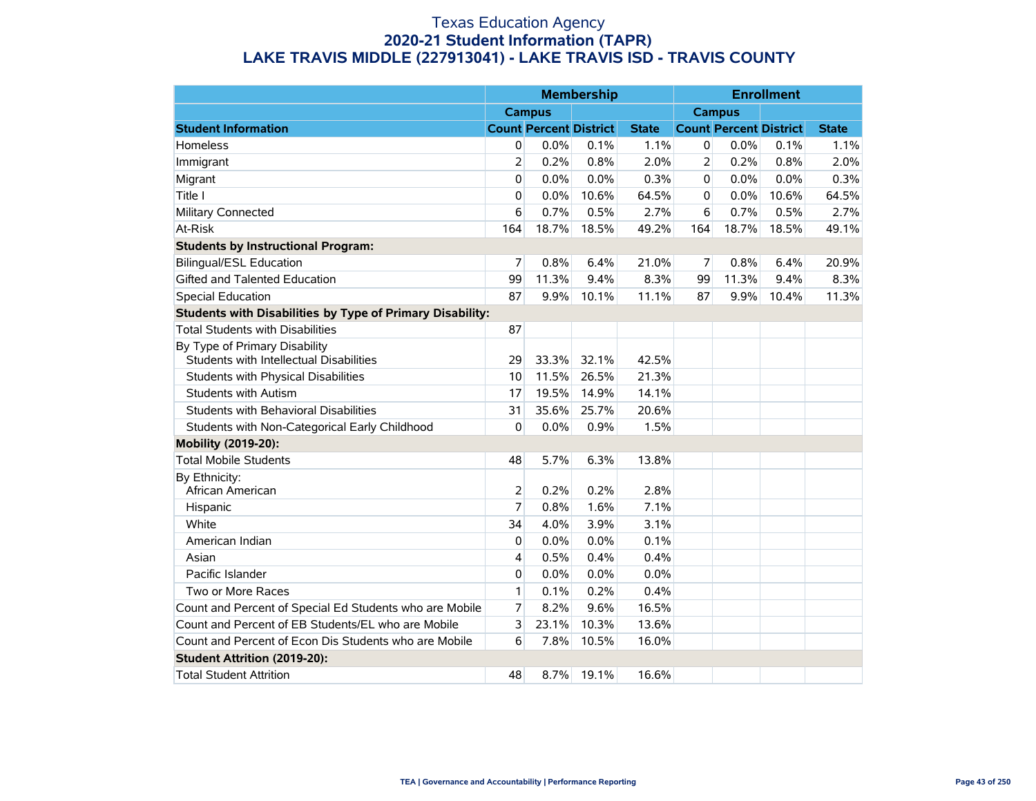# Texas Education Agency
## 2020-21 Student Information (TAPR)
## LAKE TRAVIS MIDDLE (227913041) - LAKE TRAVIS ISD - TRAVIS COUNTY

| | Membership | | | | Enrollment | | | |
|---|---|---|---|---|---|---|---|---|
| | Campus | | | | Campus | | | |
| **Student Information** | **Count** | **Percent** | **District** | **State** | **Count** | **Percent** | **District** | **State** |
| Homeless | 0 | 0.0% | 0.1% | 1.1% | 0 | 0.0% | 0.1% | 1.1% |
| Immigrant | 2 | 0.2% | 0.8% | 2.0% | 2 | 0.2% | 0.8% | 2.0% |
| Migrant | 0 | 0.0% | 0.0% | 0.3% | 0 | 0.0% | 0.0% | 0.3% |
| Title I | 0 | 0.0% | 10.6% | 64.5% | 0 | 0.0% | 10.6% | 64.5% |
| Military Connected | 6 | 0.7% | 0.5% | 2.7% | 6 | 0.7% | 0.5% | 2.7% |
| At-Risk | 164 | 18.7% | 18.5% | 49.2% | 164 | 18.7% | 18.5% | 49.1% |
| **Students by Instructional Program:** | | | | | | | | |
| Bilingual/ESL Education | 7 | 0.8% | 6.4% | 21.0% | 7 | 0.8% | 6.4% | 20.9% |
| Gifted and Talented Education | 99 | 11.3% | 9.4% | 8.3% | 99 | 11.3% | 9.4% | 8.3% |
| Special Education | 87 | 9.9% | 10.1% | 11.1% | 87 | 9.9% | 10.4% | 11.3% |
| **Students with Disabilities by Type of Primary Disability:** | | | | | | | | |
| Total Students with Disabilities | 87 | | | | | | | |
| By Type of Primary Disability<br>Students with Intellectual Disabilities | 29 | 33.3% | 32.1% | 42.5% | | | | |
| Students with Physical Disabilities | 10 | 11.5% | 26.5% | 21.3% | | | | |
| Students with Autism | 17 | 19.5% | 14.9% | 14.1% | | | | |
| Students with Behavioral Disabilities | 31 | 35.6% | 25.7% | 20.6% | | | | |
| Students with Non-Categorical Early Childhood | 0 | 0.0% | 0.9% | 1.5% | | | | |
| **Mobility (2019-20):** | | | | | | | | |
| Total Mobile Students | 48 | 5.7% | 6.3% | 13.8% | | | | |
| By Ethnicity:<br>African American | 2 | 0.2% | 0.2% | 2.8% | | | | |
| Hispanic | 7 | 0.8% | 1.6% | 7.1% | | | | |
| White | 34 | 4.0% | 3.9% | 3.1% | | | | |
| American Indian | 0 | 0.0% | 0.0% | 0.1% | | | | |
| Asian | 4 | 0.5% | 0.4% | 0.4% | | | | |
| Pacific Islander | 0 | 0.0% | 0.0% | 0.0% | | | | |
| Two or More Races | 1 | 0.1% | 0.2% | 0.4% | | | | |
| Count and Percent of Special Ed Students who are Mobile | 7 | 8.2% | 9.6% | 16.5% | | | | |
| Count and Percent of EB Students/EL who are Mobile | 3 | 23.1% | 10.3% | 13.6% | | | | |
| Count and Percent of Econ Dis Students who are Mobile | 6 | 7.8% | 10.5% | 16.0% | | | | |
| **Student Attrition (2019-20):** | | | | | | | | |
| Total Student Attrition | 48 | 8.7% | 19.1% | 16.6% | | | | |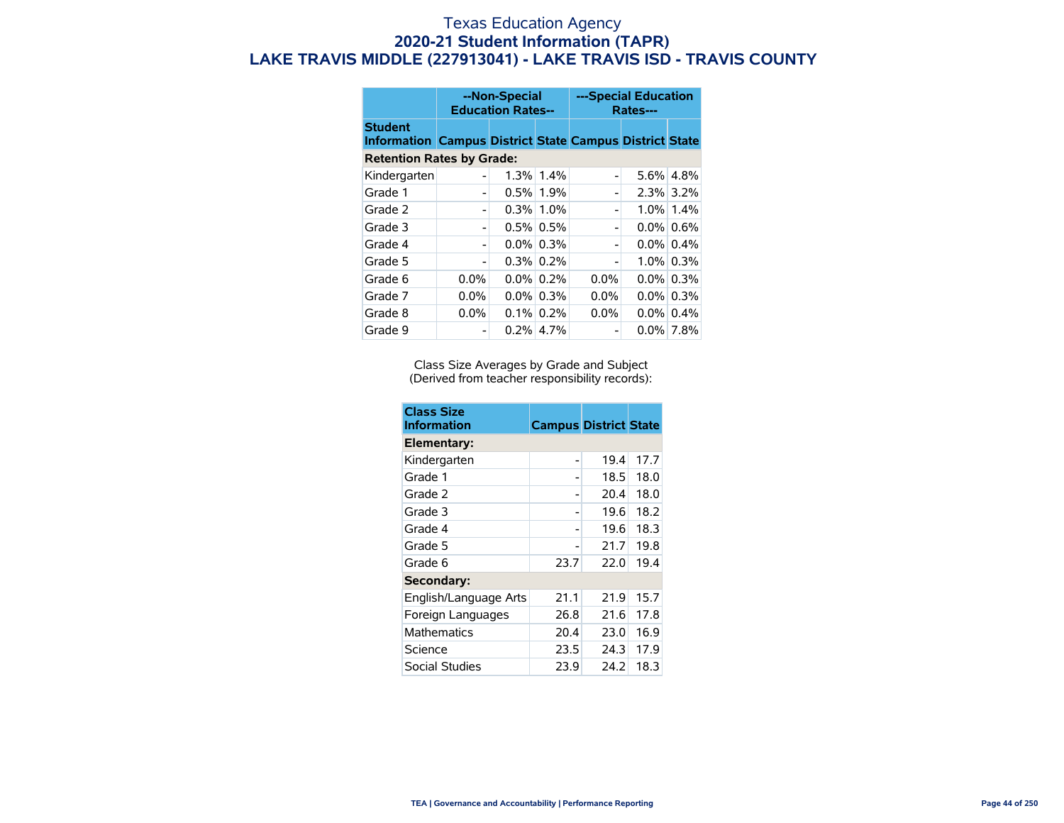# Texas Education Agency
## 2020-21 Student Information (TAPR)
## LAKE TRAVIS MIDDLE (227913041) - LAKE TRAVIS ISD - TRAVIS COUNTY

| | --Non-Special Education Rates-- | | | ---Special Education Rates--- | | |
|---|---|---|---|---|---|---|
| **Student Information** | **Campus** | **District** | **State** | **Campus** | **District** | **State** |
| **Retention Rates by Grade:** | | | | | | |
| Kindergarten | - | 1.3% | 1.4% | - | 5.6% | 4.8% |
| Grade 1 | - | 0.5% | 1.9% | - | 2.3% | 3.2% |
| Grade 2 | - | 0.3% | 1.0% | - | 1.0% | 1.4% |
| Grade 3 | - | 0.5% | 0.5% | - | 0.0% | 0.6% |
| Grade 4 | - | 0.0% | 0.3% | - | 0.0% | 0.4% |
| Grade 5 | - | 0.3% | 0.2% | - | 1.0% | 0.3% |
| Grade 6 | 0.0% | 0.0% | 0.2% | 0.0% | 0.0% | 0.3% |
| Grade 7 | 0.0% | 0.0% | 0.3% | 0.0% | 0.0% | 0.3% |
| Grade 8 | 0.0% | 0.1% | 0.2% | 0.0% | 0.0% | 0.4% |
| Grade 9 | - | 0.2% | 4.7% | - | 0.0% | 7.8% |

Class Size Averages by Grade and Subject
(Derived from teacher responsibility records):

| Class Size Information | Campus | District | State |
|---|---|---|---|
| **Elementary:** | | | |
| Kindergarten | - | 19.4 | 17.7 |
| Grade 1 | - | 18.5 | 18.0 |
| Grade 2 | - | 20.4 | 18.0 |
| Grade 3 | - | 19.6 | 18.2 |
| Grade 4 | - | 19.6 | 18.3 |
| Grade 5 | - | 21.7 | 19.8 |
| Grade 6 | 23.7 | 22.0 | 19.4 |
| **Secondary:** | | | |
| English/Language Arts | 21.1 | 21.9 | 15.7 |
| Foreign Languages | 26.8 | 21.6 | 17.8 |
| Mathematics | 20.4 | 23.0 | 16.9 |
| Science | 23.5 | 24.3 | 17.9 |
| Social Studies | 23.9 | 24.2 | 18.3 |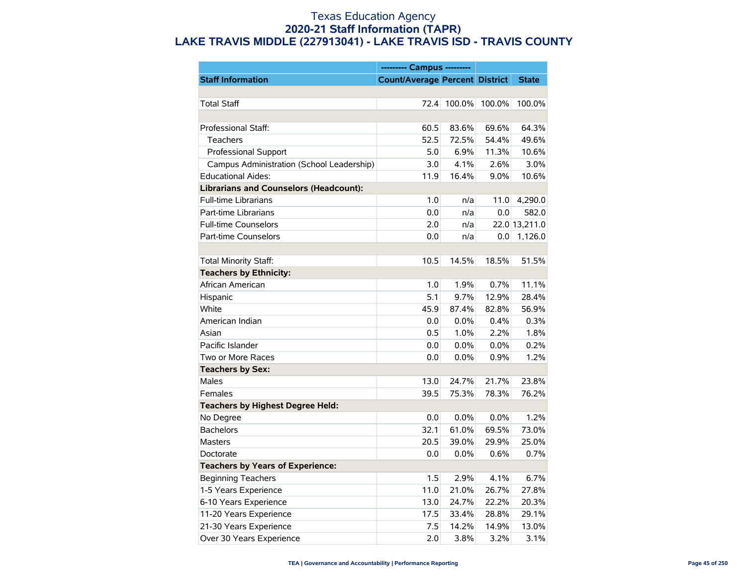# Texas Education Agency

## 2020-21 Staff Information (TAPR)

## LAKE TRAVIS MIDDLE (227913041) - LAKE TRAVIS ISD - TRAVIS COUNTY

| | --------- Campus --------- | | | |
|---|---|---|---|---|
| **Staff Information** | **Count/Average** | **Percent** | **District** | **State** |
| | | | | |
| Total Staff | 72.4 | 100.0% | 100.0% | 100.0% |
| | | | | |
| Professional Staff: | 60.5 | 83.6% | 69.6% | 64.3% |
| Teachers | 52.5 | 72.5% | 54.4% | 49.6% |
| Professional Support | 5.0 | 6.9% | 11.3% | 10.6% |
| Campus Administration (School Leadership) | 3.0 | 4.1% | 2.6% | 3.0% |
| Educational Aides: | 11.9 | 16.4% | 9.0% | 10.6% |
| **Librarians and Counselors (Headcount):** | | | | |
| Full-time Librarians | 1.0 | n/a | 11.0 | 4,290.0 |
| Part-time Librarians | 0.0 | n/a | 0.0 | 582.0 |
| Full-time Counselors | 2.0 | n/a | 22.0 | 13,211.0 |
| Part-time Counselors | 0.0 | n/a | 0.0 | 1,126.0 |
| | | | | |
| Total Minority Staff: | 10.5 | 14.5% | 18.5% | 51.5% |
| **Teachers by Ethnicity:** | | | | |
| African American | 1.0 | 1.9% | 0.7% | 11.1% |
| Hispanic | 5.1 | 9.7% | 12.9% | 28.4% |
| White | 45.9 | 87.4% | 82.8% | 56.9% |
| American Indian | 0.0 | 0.0% | 0.4% | 0.3% |
| Asian | 0.5 | 1.0% | 2.2% | 1.8% |
| Pacific Islander | 0.0 | 0.0% | 0.0% | 0.2% |
| Two or More Races | 0.0 | 0.0% | 0.9% | 1.2% |
| **Teachers by Sex:** | | | | |
| Males | 13.0 | 24.7% | 21.7% | 23.8% |
| Females | 39.5 | 75.3% | 78.3% | 76.2% |
| **Teachers by Highest Degree Held:** | | | | |
| No Degree | 0.0 | 0.0% | 0.0% | 1.2% |
| Bachelors | 32.1 | 61.0% | 69.5% | 73.0% |
| Masters | 20.5 | 39.0% | 29.9% | 25.0% |
| Doctorate | 0.0 | 0.0% | 0.6% | 0.7% |
| **Teachers by Years of Experience:** | | | | |
| Beginning Teachers | 1.5 | 2.9% | 4.1% | 6.7% |
| 1-5 Years Experience | 11.0 | 21.0% | 26.7% | 27.8% |
| 6-10 Years Experience | 13.0 | 24.7% | 22.2% | 20.3% |
| 11-20 Years Experience | 17.5 | 33.4% | 28.8% | 29.1% |
| 21-30 Years Experience | 7.5 | 14.2% | 14.9% | 13.0% |
| Over 30 Years Experience | 2.0 | 3.8% | 3.2% | 3.1% |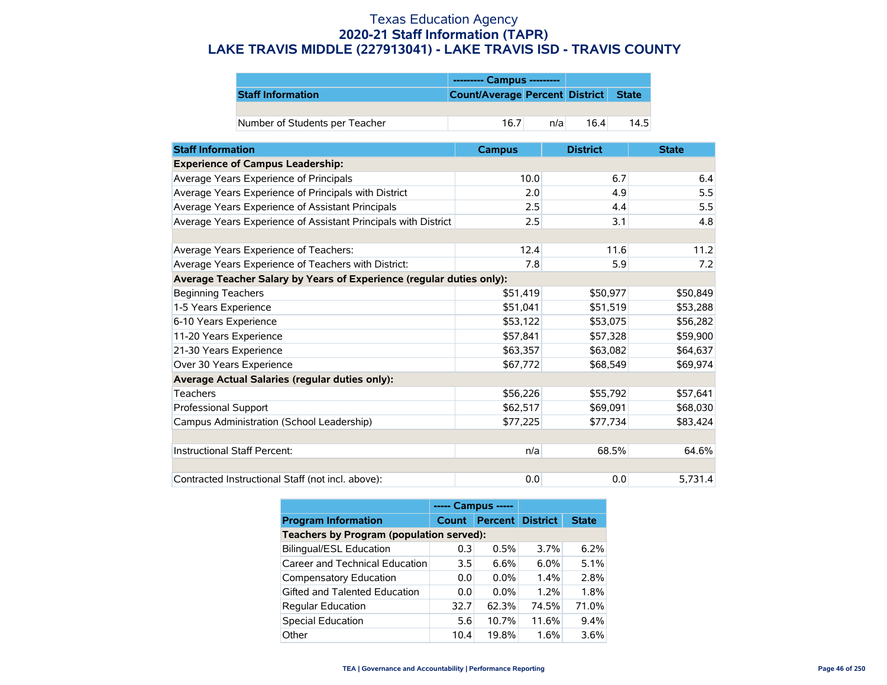# Texas Education Agency
## 2020-21 Staff Information (TAPR)
## LAKE TRAVIS MIDDLE (227913041) - LAKE TRAVIS ISD - TRAVIS COUNTY

| | --------- Campus --------- | | | |
|---|---|---|---|---|
| **Staff Information** | **Count/Average** | **Percent** | **District** | **State** |
| | | | | |
| Number of Students per Teacher | 16.7 | n/a | 16.4 | 14.5 |

| Staff Information | Campus | District | State |
|---|---|---|---|
| **Experience of Campus Leadership:** | | | |
| Average Years Experience of Principals | 10.0 | 6.7 | 6.4 |
| Average Years Experience of Principals with District | 2.0 | 4.9 | 5.5 |
| Average Years Experience of Assistant Principals | 2.5 | 4.4 | 5.5 |
| Average Years Experience of Assistant Principals with District | 2.5 | 3.1 | 4.8 |
| | | | |
| Average Years Experience of Teachers: | 12.4 | 11.6 | 11.2 |
| Average Years Experience of Teachers with District: | 7.8 | 5.9 | 7.2 |
| **Average Teacher Salary by Years of Experience (regular duties only):** | | | |
| Beginning Teachers | $51,419 | $50,977 | $50,849 |
| 1-5 Years Experience | $51,041 | $51,519 | $53,288 |
| 6-10 Years Experience | $53,122 | $53,075 | $56,282 |
| 11-20 Years Experience | $57,841 | $57,328 | $59,900 |
| 21-30 Years Experience | $63,357 | $63,082 | $64,637 |
| Over 30 Years Experience | $67,772 | $68,549 | $69,974 |
| **Average Actual Salaries (regular duties only):** | | | |
| Teachers | $56,226 | $55,792 | $57,641 |
| Professional Support | $62,517 | $69,091 | $68,030 |
| Campus Administration (School Leadership) | $77,225 | $77,734 | $83,424 |
| | | | |
| Instructional Staff Percent: | n/a | 68.5% | 64.6% |
| | | | |
| Contracted Instructional Staff (not incl. above): | 0.0 | 0.0 | 5,731.4 |

| | ----- Campus ----- | | | |
|---|---|---|---|---|
| **Program Information** | **Count** | **Percent** | **District** | **State** |
| **Teachers by Program (population served):** | | | | |
| Bilingual/ESL Education | 0.3 | 0.5% | 3.7% | 6.2% |
| Career and Technical Education | 3.5 | 6.6% | 6.0% | 5.1% |
| Compensatory Education | 0.0 | 0.0% | 1.4% | 2.8% |
| Gifted and Talented Education | 0.0 | 0.0% | 1.2% | 1.8% |
| Regular Education | 32.7 | 62.3% | 74.5% | 71.0% |
| Special Education | 5.6 | 10.7% | 11.6% | 9.4% |
| Other | 10.4 | 19.8% | 1.6% | 3.6% |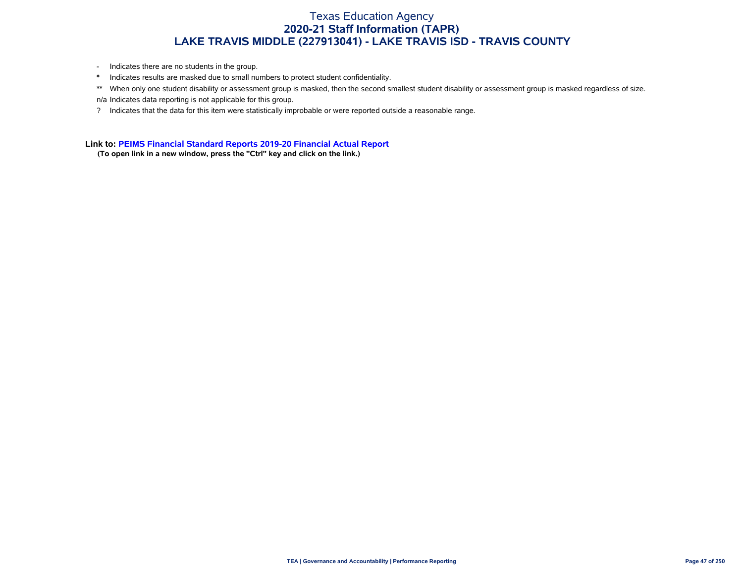- Indicates there are no students in the group.

* Indicates results are masked due to small numbers to protect student confidentiality.

** When only one student disability or assessment group is masked, then the second smallest student disability or assessment group is masked regardless of size.

n/a Indicates data reporting is not applicable for this group.

? Indicates that the data for this item were statistically improbable or were reported outside a reasonable range.

**Link to: PEIMS Financial Standard Reports 2019-20 Financial Actual Report**

**(To open link in a new window, press the "Ctrl" key and click on the link.)**